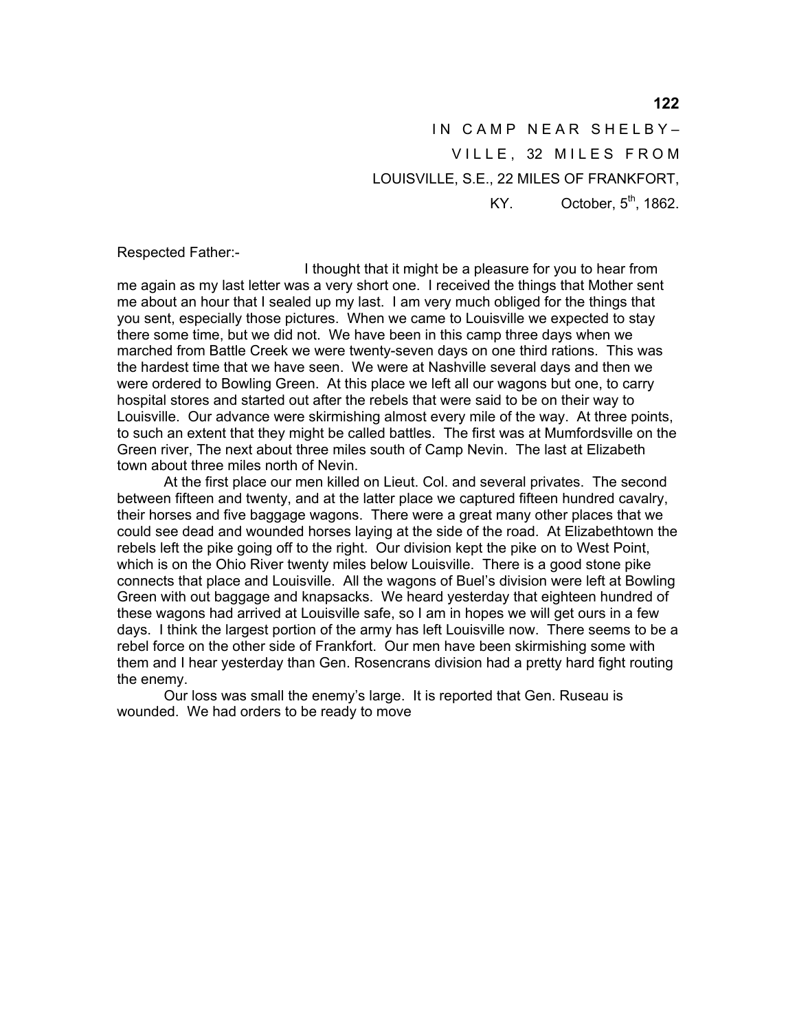IN CAMP NEAR SHELBY–
VILLE, 32 MILES FROM
LOUISVILLE, S.E., 22 MILES OF FRANKFORT,
KY. October, 5th, 1862.

Respected Father:-

I thought that it might be a pleasure for you to hear from me again as my last letter was a very short one. I received the things that Mother sent me about an hour that I sealed up my last. I am very much obliged for the things that you sent, especially those pictures. When we came to Louisville we expected to stay there some time, but we did not. We have been in this camp three days when we marched from Battle Creek we were twenty-seven days on one third rations. This was the hardest time that we have seen. We were at Nashville several days and then we were ordered to Bowling Green. At this place we left all our wagons but one, to carry hospital stores and started out after the rebels that were said to be on their way to Louisville. Our advance were skirmishing almost every mile of the way. At three points, to such an extent that they might be called battles. The first was at Mumfordsville on the Green river, The next about three miles south of Camp Nevin. The last at Elizabeth town about three miles north of Nevin.

At the first place our men killed on Lieut. Col. and several privates. The second between fifteen and twenty, and at the latter place we captured fifteen hundred cavalry, their horses and five baggage wagons. There were a great many other places that we could see dead and wounded horses laying at the side of the road. At Elizabethtown the rebels left the pike going off to the right. Our division kept the pike on to West Point, which is on the Ohio River twenty miles below Louisville. There is a good stone pike connects that place and Louisville. All the wagons of Buel's division were left at Bowling Green with out baggage and knapsacks. We heard yesterday that eighteen hundred of these wagons had arrived at Louisville safe, so I am in hopes we will get ours in a few days. I think the largest portion of the army has left Louisville now. There seems to be a rebel force on the other side of Frankfort. Our men have been skirmishing some with them and I hear yesterday than Gen. Rosencrans division had a pretty hard fight routing the enemy.

Our loss was small the enemy's large. It is reported that Gen. Ruseau is wounded. We had orders to be ready to move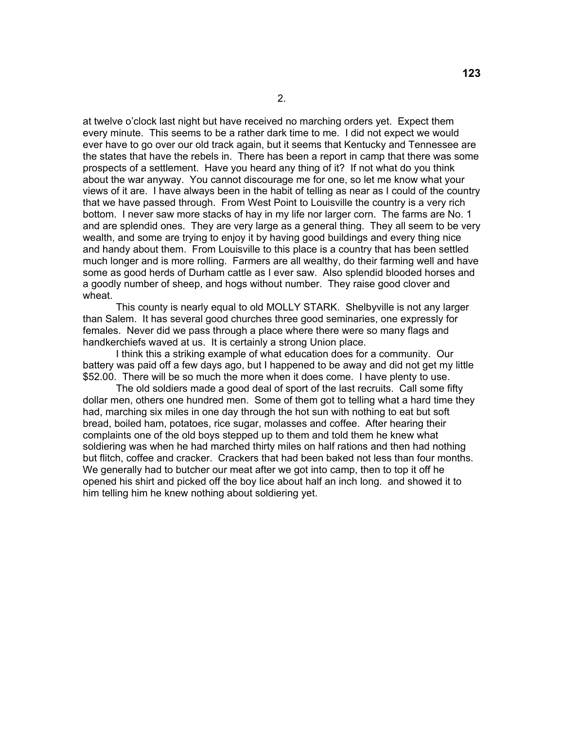at twelve o'clock last night but have received no marching orders yet. Expect them every minute. This seems to be a rather dark time to me. I did not expect we would ever have to go over our old track again, but it seems that Kentucky and Tennessee are the states that have the rebels in. There has been a report in camp that there was some prospects of a settlement. Have you heard any thing of it? If not what do you think about the war anyway. You cannot discourage me for one, so let me know what your views of it are. I have always been in the habit of telling as near as I could of the country that we have passed through. From West Point to Louisville the country is a very rich bottom. I never saw more stacks of hay in my life nor larger corn. The farms are No. 1 and are splendid ones. They are very large as a general thing. They all seem to be very wealth, and some are trying to enjoy it by having good buildings and every thing nice and handy about them. From Louisville to this place is a country that has been settled much longer and is more rolling. Farmers are all wealthy, do their farming well and have some as good herds of Durham cattle as I ever saw. Also splendid blooded horses and a goodly number of sheep, and hogs without number. They raise good clover and wheat.

This county is nearly equal to old MOLLY STARK. Shelbyville is not any larger than Salem. It has several good churches three good seminaries, one expressly for females. Never did we pass through a place where there were so many flags and handkerchiefs waved at us. It is certainly a strong Union place.

I think this a striking example of what education does for a community. Our battery was paid off a few days ago, but I happened to be away and did not get my little $52.00. There will be so much the more when it does come. I have plenty to use.

The old soldiers made a good deal of sport of the last recruits. Call some fifty dollar men, others one hundred men. Some of them got to telling what a hard time they had, marching six miles in one day through the hot sun with nothing to eat but soft bread, boiled ham, potatoes, rice sugar, molasses and coffee. After hearing their complaints one of the old boys stepped up to them and told them he knew what soldiering was when he had marched thirty miles on half rations and then had nothing but flitch, coffee and cracker. Crackers that had been baked not less than four months. We generally had to butcher our meat after we got into camp, then to top it off he opened his shirt and picked off the boy lice about half an inch long. and showed it to him telling him he knew nothing about soldiering yet.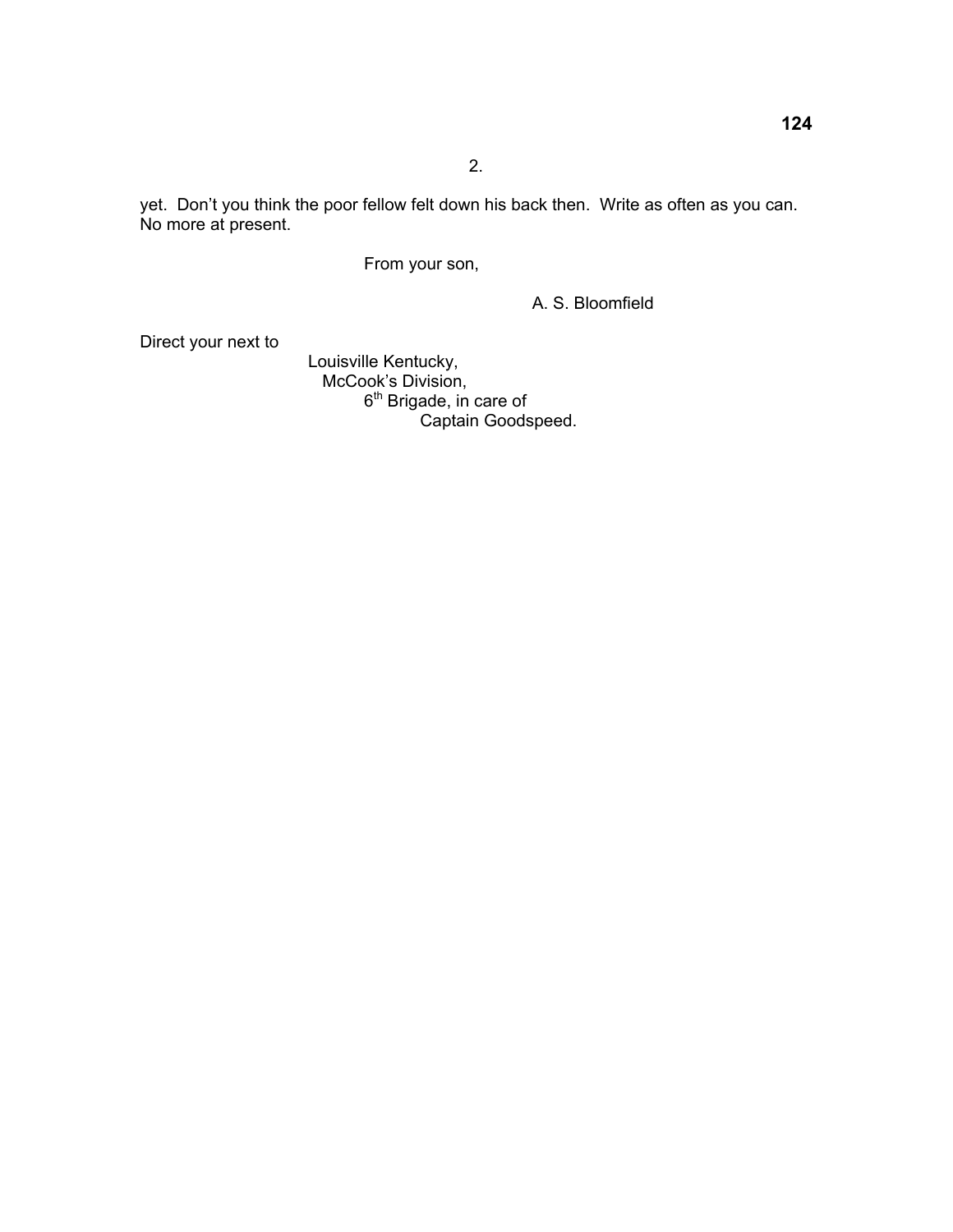2.

yet.  Don't you think the poor fellow felt down his back then.  Write as often as you can.  No more at present.

From your son,

A. S. Bloomfield

Direct your next to

Louisville Kentucky,
McCook's Division,
6th Brigade, in care of
Captain Goodspeed.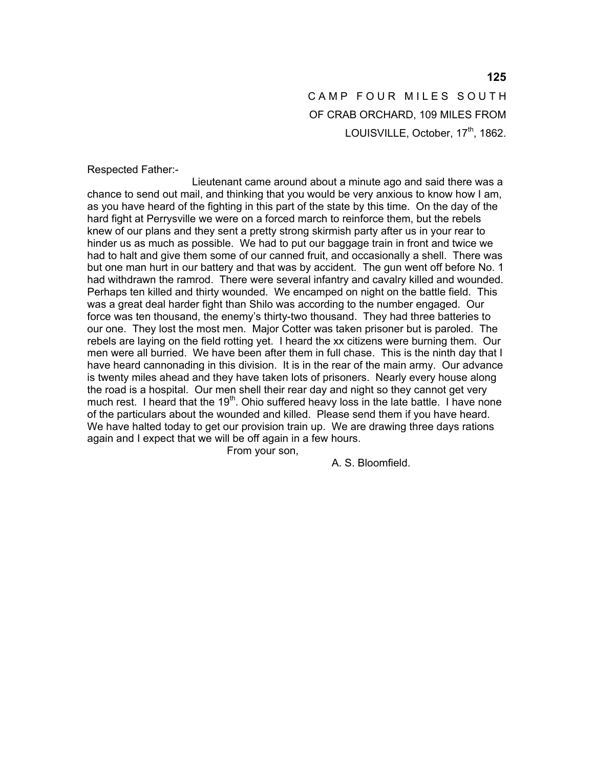CAMP FOUR MILES SOUTH
OF CRAB ORCHARD, 109 MILES FROM
LOUISVILLE, October, 17th, 1862.

Respected Father:-

Lieutenant came around about a minute ago and said there was a chance to send out mail, and thinking that you would be very anxious to know how I am, as you have heard of the fighting in this part of the state by this time. On the day of the hard fight at Perrysville we were on a forced march to reinforce them, but the rebels knew of our plans and they sent a pretty strong skirmish party after us in your rear to hinder us as much as possible. We had to put our baggage train in front and twice we had to halt and give them some of our canned fruit, and occasionally a shell. There was but one man hurt in our battery and that was by accident. The gun went off before No. 1 had withdrawn the ramrod. There were several infantry and cavalry killed and wounded. Perhaps ten killed and thirty wounded. We encamped on night on the battle field. This was a great deal harder fight than Shilo was according to the number engaged. Our force was ten thousand, the enemy's thirty-two thousand. They had three batteries to our one. They lost the most men. Major Cotter was taken prisoner but is paroled. The rebels are laying on the field rotting yet. I heard the xx citizens were burning them. Our men were all burried. We have been after them in full chase. This is the ninth day that I have heard cannonading in this division. It is in the rear of the main army. Our advance is twenty miles ahead and they have taken lots of prisoners. Nearly every house along the road is a hospital. Our men shell their rear day and night so they cannot get very much rest. I heard that the 19th. Ohio suffered heavy loss in the late battle. I have none of the particulars about the wounded and killed. Please send them if you have heard. We have halted today to get our provision train up. We are drawing three days rations again and I expect that we will be off again in a few hours.

From your son,

A. S. Bloomfield.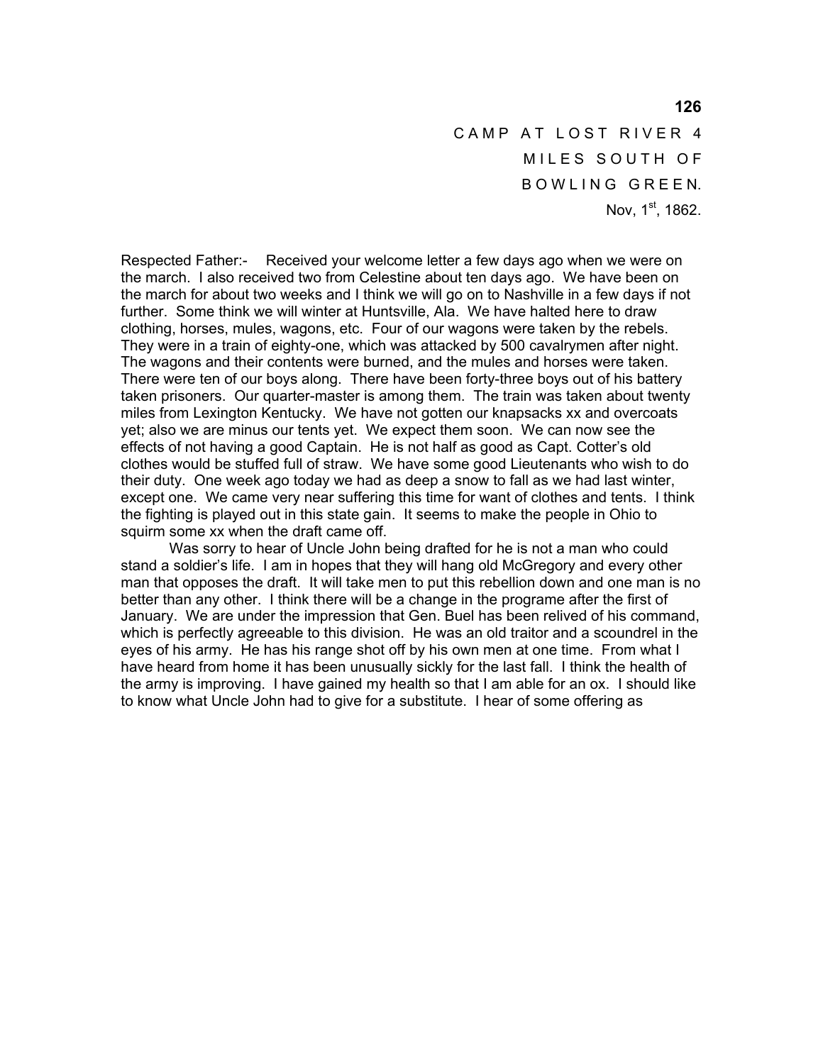CAMP AT LOST RIVER 4
MILES SOUTH OF
BOWLING GREEN.
Nov, 1st, 1862.

Respected Father:- Received your welcome letter a few days ago when we were on the march. I also received two from Celestine about ten days ago. We have been on the march for about two weeks and I think we will go on to Nashville in a few days if not further. Some think we will winter at Huntsville, Ala. We have halted here to draw clothing, horses, mules, wagons, etc. Four of our wagons were taken by the rebels. They were in a train of eighty-one, which was attacked by 500 cavalrymen after night. The wagons and their contents were burned, and the mules and horses were taken. There were ten of our boys along. There have been forty-three boys out of his battery taken prisoners. Our quarter-master is among them. The train was taken about twenty miles from Lexington Kentucky. We have not gotten our knapsacks xx and overcoats yet; also we are minus our tents yet. We expect them soon. We can now see the effects of not having a good Captain. He is not half as good as Capt. Cotter's old clothes would be stuffed full of straw. We have some good Lieutenants who wish to do their duty. One week ago today we had as deep a snow to fall as we had last winter, except one. We came very near suffering this time for want of clothes and tents. I think the fighting is played out in this state gain. It seems to make the people in Ohio to squirm some xx when the draft came off.

Was sorry to hear of Uncle John being drafted for he is not a man who could stand a soldier's life. I am in hopes that they will hang old McGregory and every other man that opposes the draft. It will take men to put this rebellion down and one man is no better than any other. I think there will be a change in the programe after the first of January. We are under the impression that Gen. Buel has been relived of his command, which is perfectly agreeable to this division. He was an old traitor and a scoundrel in the eyes of his army. He has his range shot off by his own men at one time. From what I have heard from home it has been unusually sickly for the last fall. I think the health of the army is improving. I have gained my health so that I am able for an ox. I should like to know what Uncle John had to give for a substitute. I hear of some offering as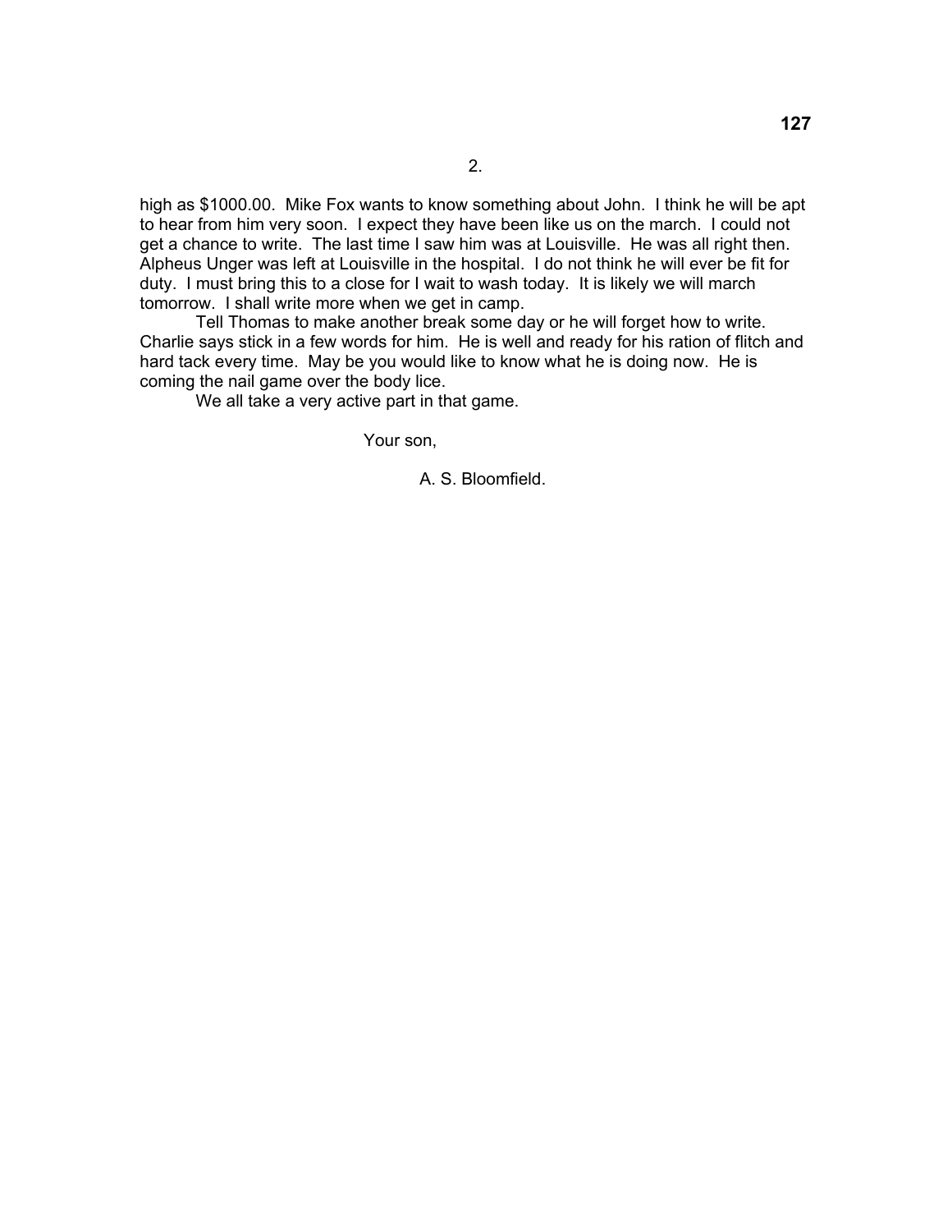2.

high as $1000.00. Mike Fox wants to know something about John. I think he will be apt to hear from him very soon. I expect they have been like us on the march. I could not get a chance to write. The last time I saw him was at Louisville. He was all right then. Alpheus Unger was left at Louisville in the hospital. I do not think he will ever be fit for duty. I must bring this to a close for I wait to wash today. It is likely we will march tomorrow. I shall write more when we get in camp.

Tell Thomas to make another break some day or he will forget how to write. Charlie says stick in a few words for him. He is well and ready for his ration of flitch and hard tack every time. May be you would like to know what he is doing now. He is coming the nail game over the body lice.

We all take a very active part in that game.

Your son,

A. S. Bloomfield.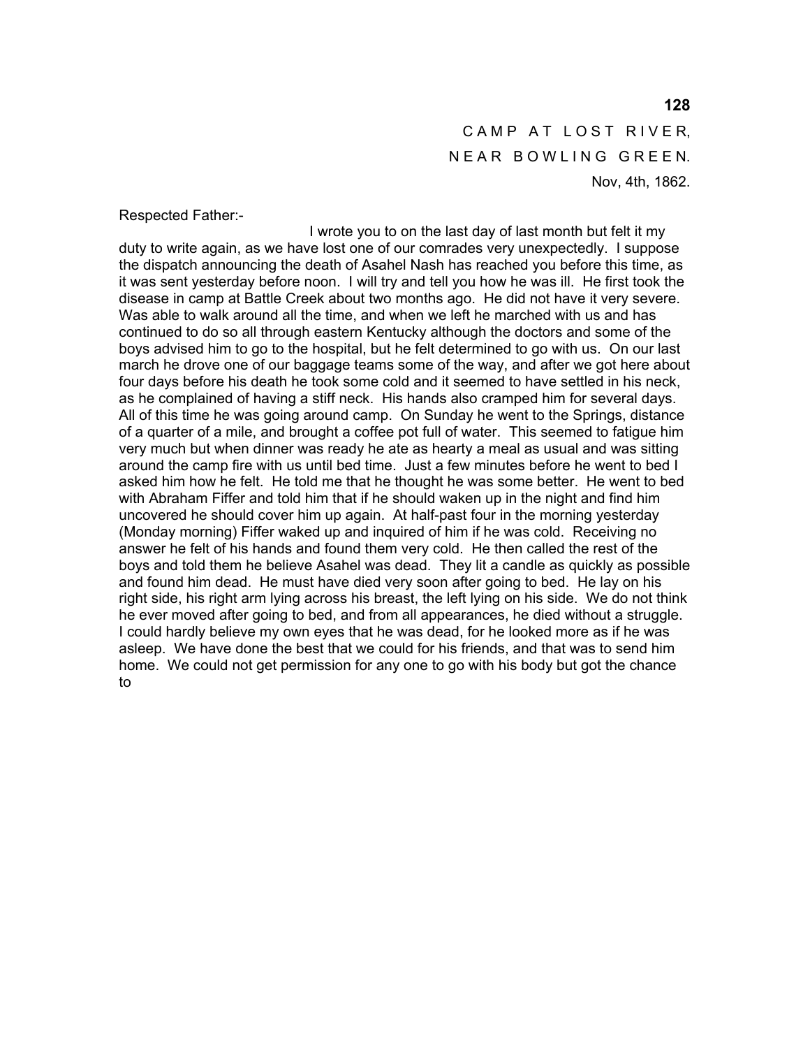CAMP AT LOST RIVER,
NEAR BOWLING GREEN.
Nov, 4th, 1862.

Respected Father:-

I wrote you to on the last day of last month but felt it my duty to write again, as we have lost one of our comrades very unexpectedly. I suppose the dispatch announcing the death of Asahel Nash has reached you before this time, as it was sent yesterday before noon. I will try and tell you how he was ill. He first took the disease in camp at Battle Creek about two months ago. He did not have it very severe. Was able to walk around all the time, and when we left he marched with us and has continued to do so all through eastern Kentucky although the doctors and some of the boys advised him to go to the hospital, but he felt determined to go with us. On our last march he drove one of our baggage teams some of the way, and after we got here about four days before his death he took some cold and it seemed to have settled in his neck, as he complained of having a stiff neck. His hands also cramped him for several days. All of this time he was going around camp. On Sunday he went to the Springs, distance of a quarter of a mile, and brought a coffee pot full of water. This seemed to fatigue him very much but when dinner was ready he ate as hearty a meal as usual and was sitting around the camp fire with us until bed time. Just a few minutes before he went to bed I asked him how he felt. He told me that he thought he was some better. He went to bed with Abraham Fiffer and told him that if he should waken up in the night and find him uncovered he should cover him up again. At half-past four in the morning yesterday (Monday morning) Fiffer waked up and inquired of him if he was cold. Receiving no answer he felt of his hands and found them very cold. He then called the rest of the boys and told them he believe Asahel was dead. They lit a candle as quickly as possible and found him dead. He must have died very soon after going to bed. He lay on his right side, his right arm lying across his breast, the left lying on his side. We do not think he ever moved after going to bed, and from all appearances, he died without a struggle. I could hardly believe my own eyes that he was dead, for he looked more as if he was asleep. We have done the best that we could for his friends, and that was to send him home. We could not get permission for any one to go with his body but got the chance to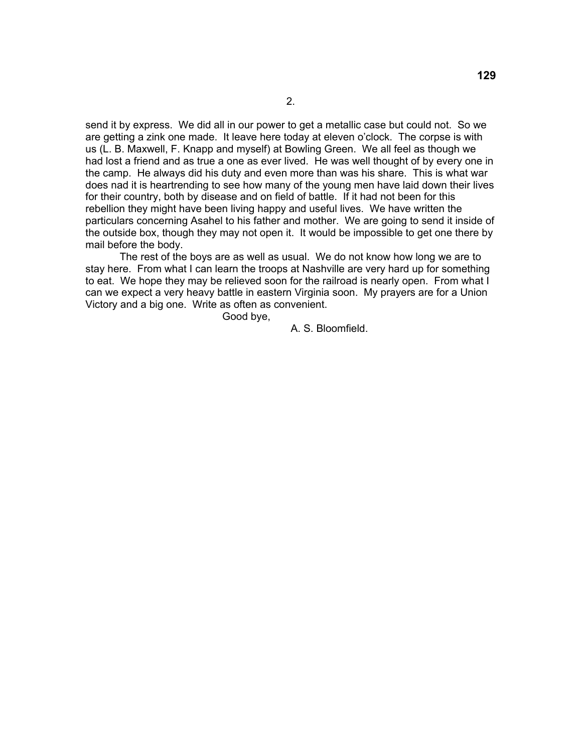2.

send it by express. We did all in our power to get a metallic case but could not. So we are getting a zink one made. It leave here today at eleven o'clock. The corpse is with us (L. B. Maxwell, F. Knapp and myself) at Bowling Green. We all feel as though we had lost a friend and as true a one as ever lived. He was well thought of by every one in the camp. He always did his duty and even more than was his share. This is what war does nad it is heartrending to see how many of the young men have laid down their lives for their country, both by disease and on field of battle. If it had not been for this rebellion they might have been living happy and useful lives. We have written the particulars concerning Asahel to his father and mother. We are going to send it inside of the outside box, though they may not open it. It would be impossible to get one there by mail before the body.

The rest of the boys are as well as usual. We do not know how long we are to stay here. From what I can learn the troops at Nashville are very hard up for something to eat. We hope they may be relieved soon for the railroad is nearly open. From what I can we expect a very heavy battle in eastern Virginia soon. My prayers are for a Union Victory and a big one. Write as often as convenient.

Good bye,

A. S. Bloomfield.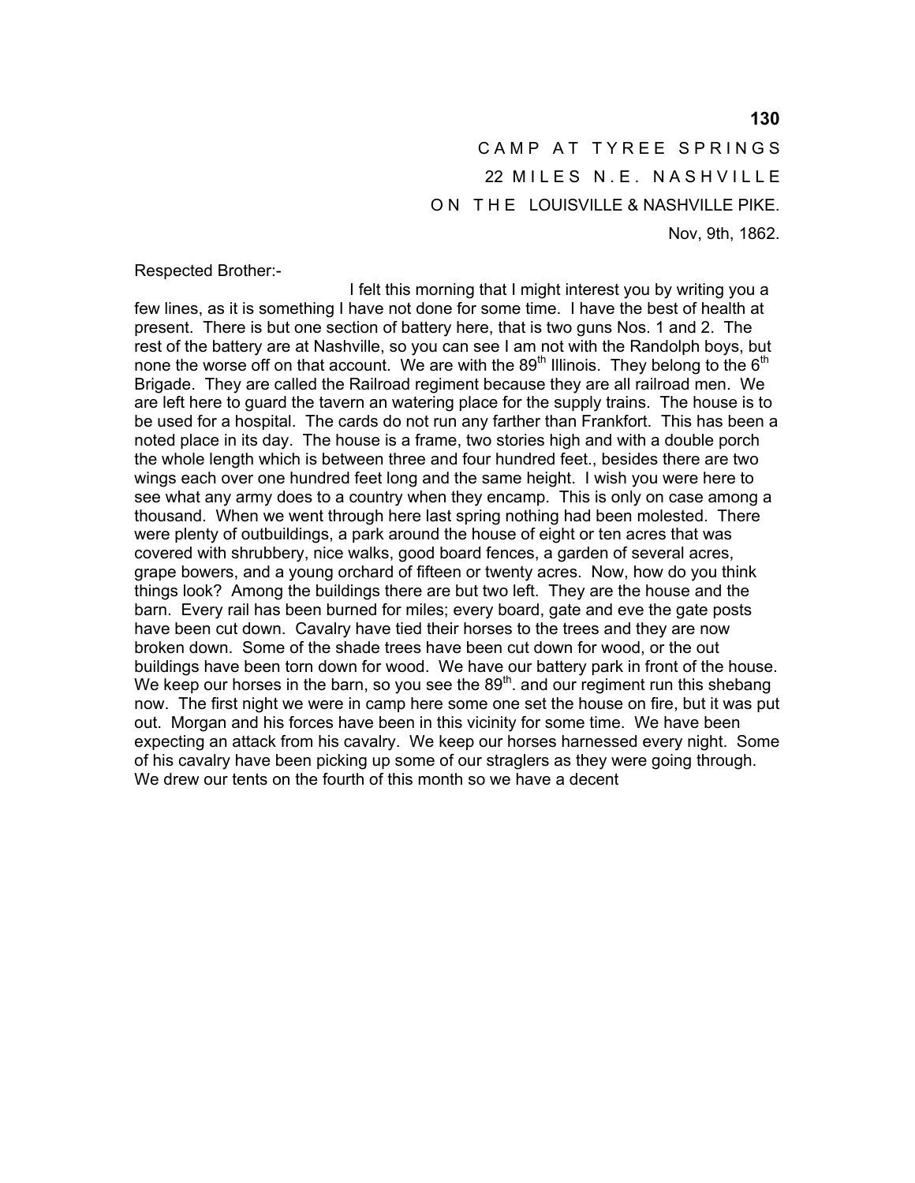CAMP AT TYREE SPRINGS
22 MILES N.E. NASHVILLE
ON THE LOUISVILLE & NASHVILLE PIKE.
Nov, 9th, 1862.

Respected Brother:-

I felt this morning that I might interest you by writing you a few lines, as it is something I have not done for some time. I have the best of health at present. There is but one section of battery here, that is two guns Nos. 1 and 2. The rest of the battery are at Nashville, so you can see I am not with the Randolph boys, but none the worse off on that account. We are with the 89th Illinois. They belong to the 6th Brigade. They are called the Railroad regiment because they are all railroad men. We are left here to guard the tavern an watering place for the supply trains. The house is to be used for a hospital. The cards do not run any farther than Frankfort. This has been a noted place in its day. The house is a frame, two stories high and with a double porch the whole length which is between three and four hundred feet., besides there are two wings each over one hundred feet long and the same height. I wish you were here to see what any army does to a country when they encamp. This is only on case among a thousand. When we went through here last spring nothing had been molested. There were plenty of outbuildings, a park around the house of eight or ten acres that was covered with shrubbery, nice walks, good board fences, a garden of several acres, grape bowers, and a young orchard of fifteen or twenty acres. Now, how do you think things look? Among the buildings there are but two left. They are the house and the barn. Every rail has been burned for miles; every board, gate and eve the gate posts have been cut down. Cavalry have tied their horses to the trees and they are now broken down. Some of the shade trees have been cut down for wood, or the out buildings have been torn down for wood. We have our battery park in front of the house. We keep our horses in the barn, so you see the 89th. and our regiment run this shebang now. The first night we were in camp here some one set the house on fire, but it was put out. Morgan and his forces have been in this vicinity for some time. We have been expecting an attack from his cavalry. We keep our horses harnessed every night. Some of his cavalry have been picking up some of our straglers as they were going through. We drew our tents on the fourth of this month so we have a decent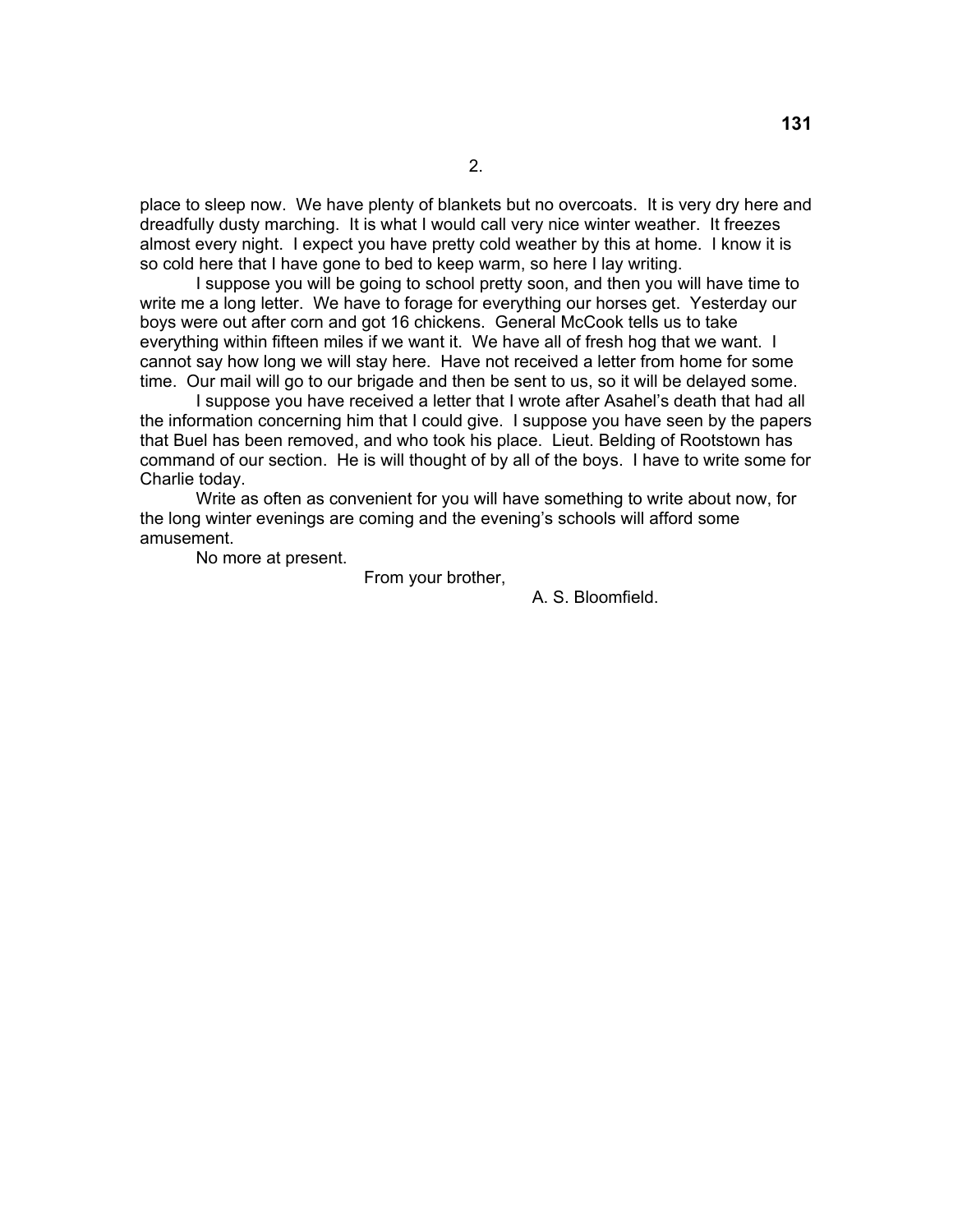2.

place to sleep now.  We have plenty of blankets but no overcoats.  It is very dry here and dreadfully dusty marching.  It is what I would call very nice winter weather.  It freezes almost every night.  I expect you have pretty cold weather by this at home.  I know it is so cold here that I have gone to bed to keep warm, so here I lay writing.

I suppose you will be going to school pretty soon, and then you will have time to write me a long letter.  We have to forage for everything our horses get.  Yesterday our boys were out after corn and got 16 chickens.  General McCook tells us to take everything within fifteen miles if we want it.  We have all of fresh hog that we want.  I cannot say how long we will stay here.  Have not received a letter from home for some time.  Our mail will go to our brigade and then be sent to us, so it will be delayed some.

I suppose you have received a letter that I wrote after Asahel's death that had all the information concerning him that I could give.  I suppose you have seen by the papers that Buel has been removed, and who took his place.  Lieut. Belding of Rootstown has command of our section.  He is will thought of by all of the boys.  I have to write some for Charlie today.

Write as often as convenient for you will have something to write about now, for the long winter evenings are coming and the evening's schools will afford some amusement.

No more at present.

From your brother,

A. S. Bloomfield.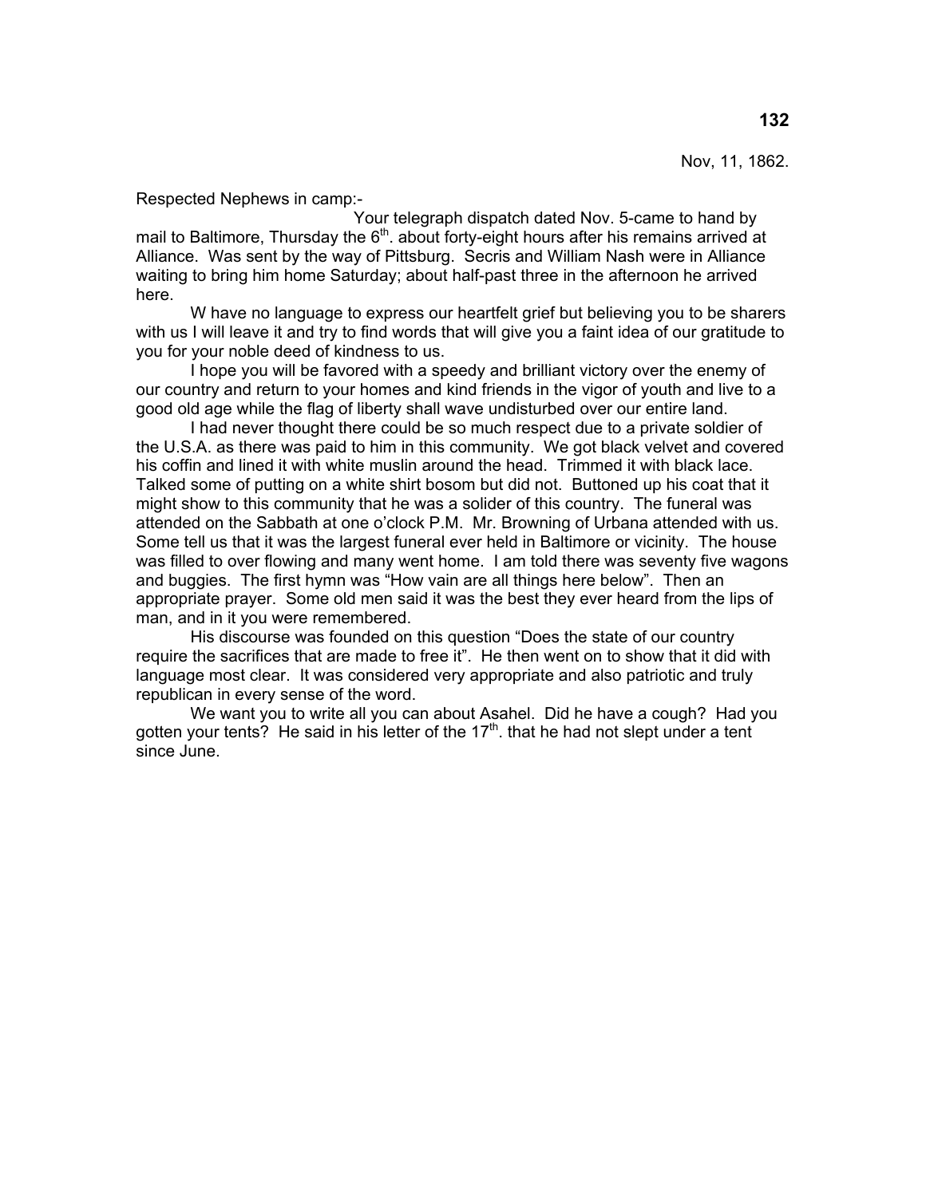Nov, 11, 1862.

Respected Nephews in camp:-

Your telegraph dispatch dated Nov. 5-came to hand by mail to Baltimore, Thursday the 6th. about forty-eight hours after his remains arrived at Alliance. Was sent by the way of Pittsburg. Secris and William Nash were in Alliance waiting to bring him home Saturday; about half-past three in the afternoon he arrived here.

W have no language to express our heartfelt grief but believing you to be sharers with us I will leave it and try to find words that will give you a faint idea of our gratitude to you for your noble deed of kindness to us.

I hope you will be favored with a speedy and brilliant victory over the enemy of our country and return to your homes and kind friends in the vigor of youth and live to a good old age while the flag of liberty shall wave undisturbed over our entire land.

I had never thought there could be so much respect due to a private soldier of the U.S.A. as there was paid to him in this community. We got black velvet and covered his coffin and lined it with white muslin around the head. Trimmed it with black lace. Talked some of putting on a white shirt bosom but did not. Buttoned up his coat that it might show to this community that he was a solider of this country. The funeral was attended on the Sabbath at one o'clock P.M. Mr. Browning of Urbana attended with us. Some tell us that it was the largest funeral ever held in Baltimore or vicinity. The house was filled to over flowing and many went home. I am told there was seventy five wagons and buggies. The first hymn was "How vain are all things here below". Then an appropriate prayer. Some old men said it was the best they ever heard from the lips of man, and in it you were remembered.

His discourse was founded on this question "Does the state of our country require the sacrifices that are made to free it". He then went on to show that it did with language most clear. It was considered very appropriate and also patriotic and truly republican in every sense of the word.

We want you to write all you can about Asahel. Did he have a cough? Had you gotten your tents? He said in his letter of the 17th. that he had not slept under a tent since June.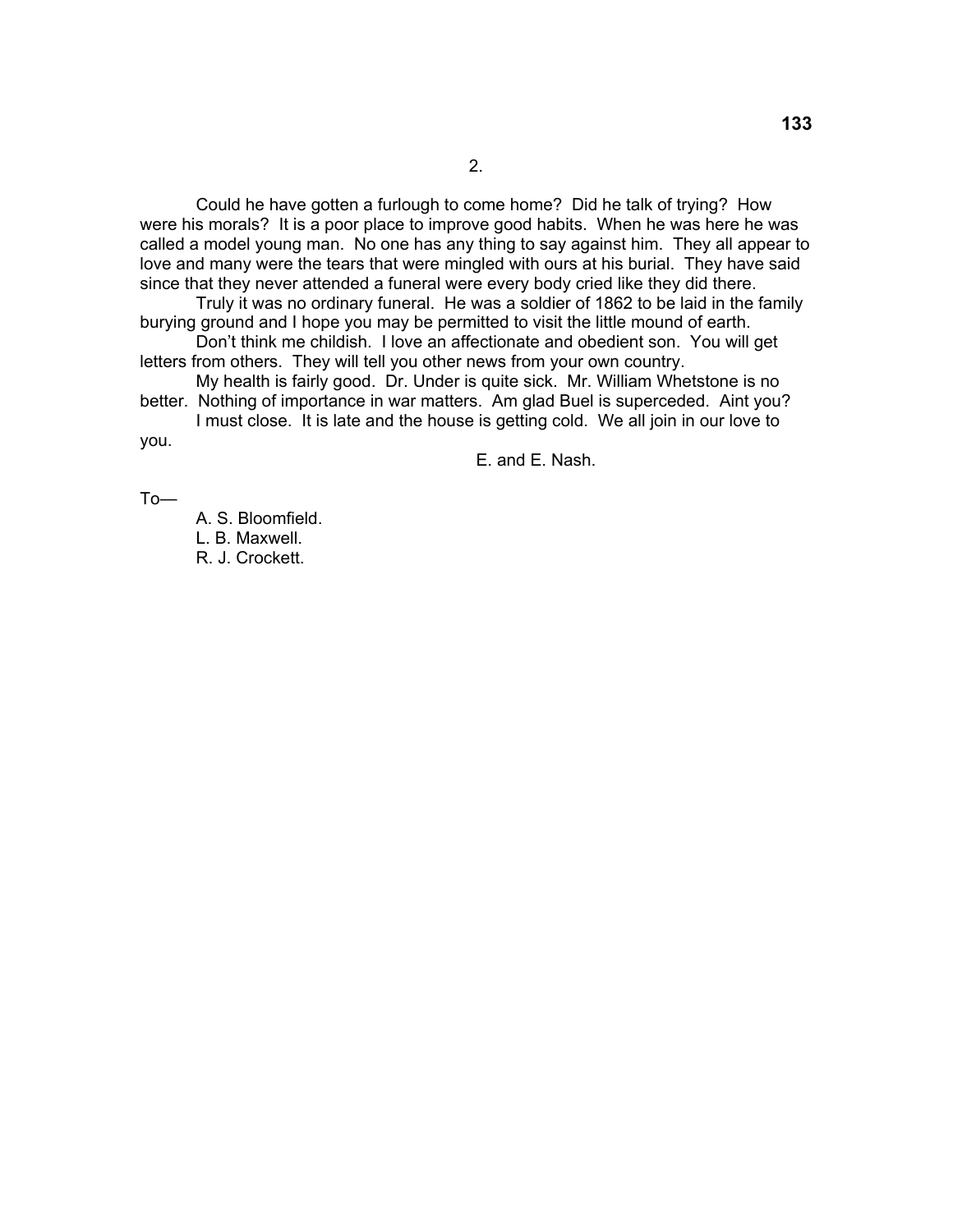2.

Could he have gotten a furlough to come home? Did he talk of trying? How were his morals? It is a poor place to improve good habits. When he was here he was called a model young man. No one has any thing to say against him. They all appear to love and many were the tears that were mingled with ours at his burial. They have said since that they never attended a funeral were every body cried like they did there.

Truly it was no ordinary funeral. He was a soldier of 1862 to be laid in the family burying ground and I hope you may be permitted to visit the little mound of earth.

Don't think me childish. I love an affectionate and obedient son. You will get letters from others. They will tell you other news from your own country.

My health is fairly good. Dr. Under is quite sick. Mr. William Whetstone is no better. Nothing of importance in war matters. Am glad Buel is superceded. Aint you?

I must close. It is late and the house is getting cold. We all join in our love to you.

E. and E. Nash.

To—

A. S. Bloomfield.
L. B. Maxwell.
R. J. Crockett.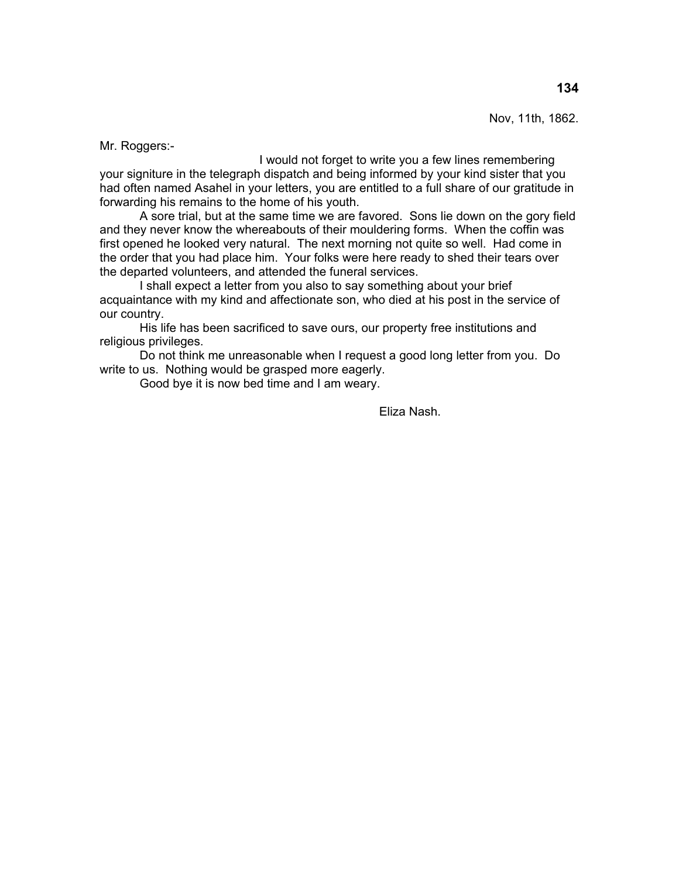Nov, 11th, 1862.

Mr. Roggers:-

I would not forget to write you a few lines remembering your signiture in the telegraph dispatch and being informed by your kind sister that you had often named Asahel in your letters, you are entitled to a full share of our gratitude in forwarding his remains to the home of his youth.

A sore trial, but at the same time we are favored. Sons lie down on the gory field and they never know the whereabouts of their mouldering forms. When the coffin was first opened he looked very natural. The next morning not quite so well. Had come in the order that you had place him. Your folks were here ready to shed their tears over the departed volunteers, and attended the funeral services.

I shall expect a letter from you also to say something about your brief acquaintance with my kind and affectionate son, who died at his post in the service of our country.

His life has been sacrificed to save ours, our property free institutions and religious privileges.

Do not think me unreasonable when I request a good long letter from you. Do write to us. Nothing would be grasped more eagerly.

Good bye it is now bed time and I am weary.

Eliza Nash.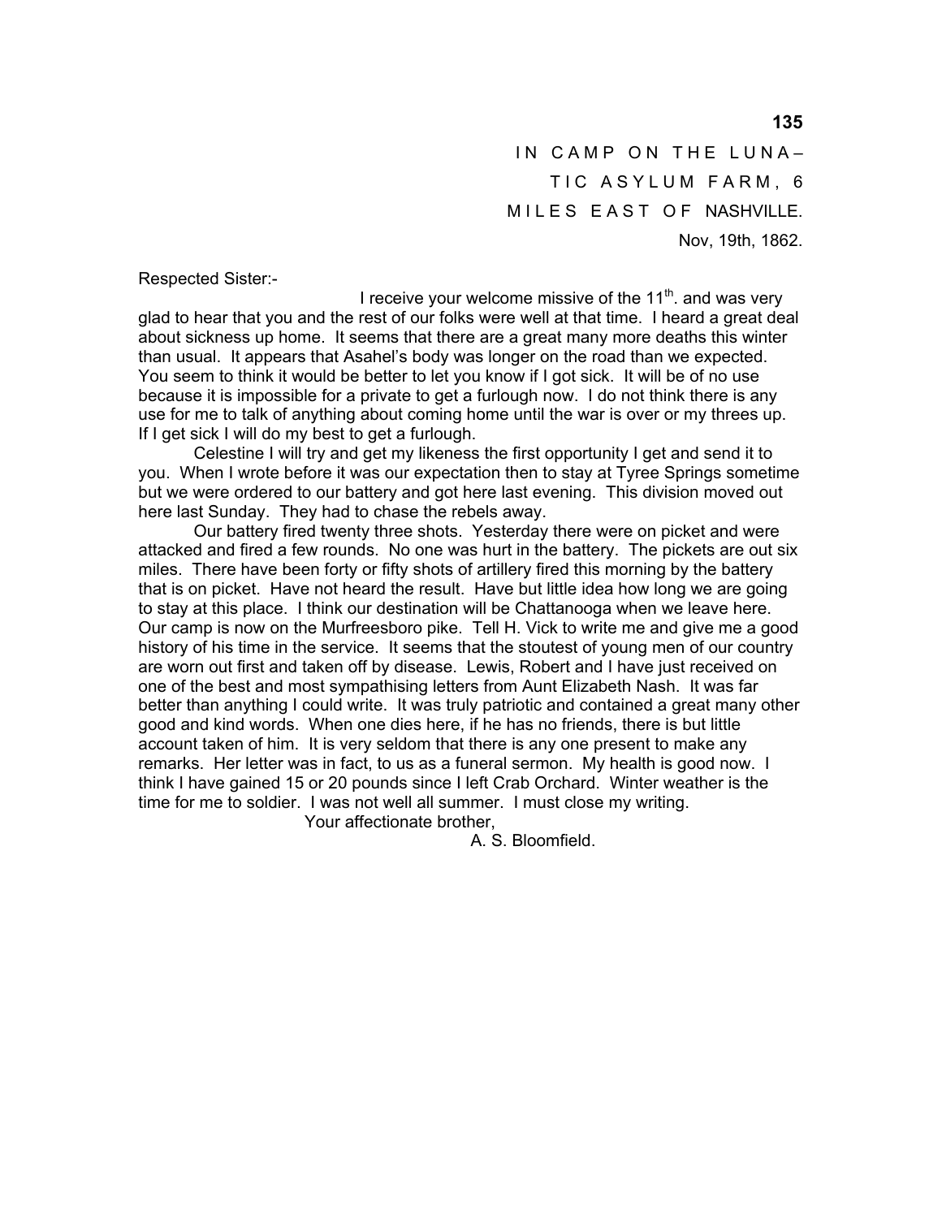IN CAMP ON THE LUNA–
TIC ASYLUM FARM, 6
MILES EAST OF NASHVILLE.
Nov, 19th, 1862.

Respected Sister:-

I receive your welcome missive of the 11th. and was very glad to hear that you and the rest of our folks were well at that time. I heard a great deal about sickness up home. It seems that there are a great many more deaths this winter than usual. It appears that Asahel's body was longer on the road than we expected. You seem to think it would be better to let you know if I got sick. It will be of no use because it is impossible for a private to get a furlough now. I do not think there is any use for me to talk of anything about coming home until the war is over or my threes up. If I get sick I will do my best to get a furlough.

Celestine I will try and get my likeness the first opportunity I get and send it to you. When I wrote before it was our expectation then to stay at Tyree Springs sometime but we were ordered to our battery and got here last evening. This division moved out here last Sunday. They had to chase the rebels away.

Our battery fired twenty three shots. Yesterday there were on picket and were attacked and fired a few rounds. No one was hurt in the battery. The pickets are out six miles. There have been forty or fifty shots of artillery fired this morning by the battery that is on picket. Have not heard the result. Have but little idea how long we are going to stay at this place. I think our destination will be Chattanooga when we leave here. Our camp is now on the Murfreesboro pike. Tell H. Vick to write me and give me a good history of his time in the service. It seems that the stoutest of young men of our country are worn out first and taken off by disease. Lewis, Robert and I have just received on one of the best and most sympathising letters from Aunt Elizabeth Nash. It was far better than anything I could write. It was truly patriotic and contained a great many other good and kind words. When one dies here, if he has no friends, there is but little account taken of him. It is very seldom that there is any one present to make any remarks. Her letter was in fact, to us as a funeral sermon. My health is good now. I think I have gained 15 or 20 pounds since I left Crab Orchard. Winter weather is the time for me to soldier. I was not well all summer. I must close my writing.

Your affectionate brother,

A. S. Bloomfield.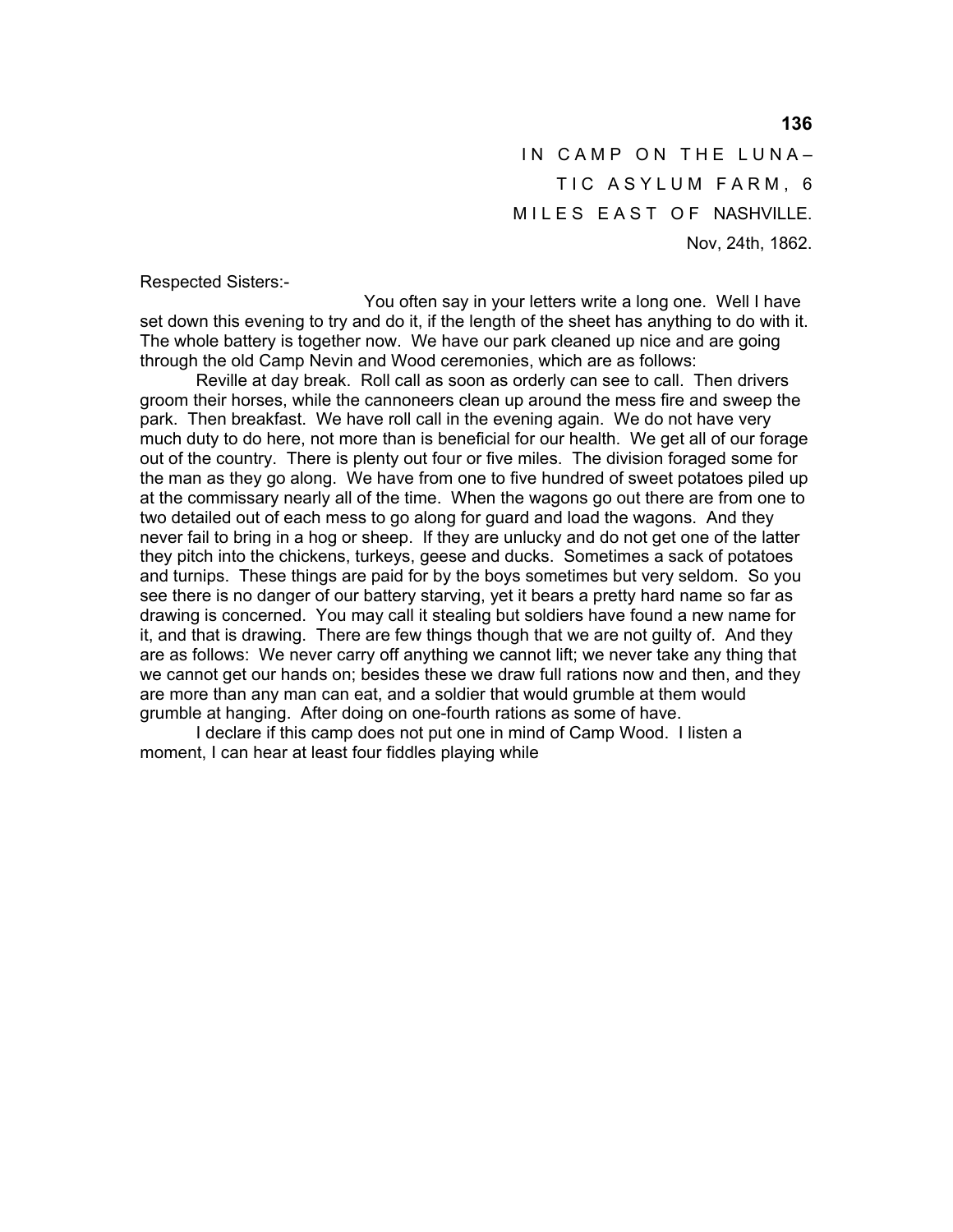IN CAMP ON THE LUNA–
TIC ASYLUM FARM, 6
MILES EAST OF NASHVILLE.
Nov, 24th, 1862.

Respected Sisters:-

You often say in your letters write a long one. Well I have set down this evening to try and do it, if the length of the sheet has anything to do with it. The whole battery is together now. We have our park cleaned up nice and are going through the old Camp Nevin and Wood ceremonies, which are as follows:

Reville at day break. Roll call as soon as orderly can see to call. Then drivers groom their horses, while the cannoneers clean up around the mess fire and sweep the park. Then breakfast. We have roll call in the evening again. We do not have very much duty to do here, not more than is beneficial for our health. We get all of our forage out of the country. There is plenty out four or five miles. The division foraged some for the man as they go along. We have from one to five hundred of sweet potatoes piled up at the commissary nearly all of the time. When the wagons go out there are from one to two detailed out of each mess to go along for guard and load the wagons. And they never fail to bring in a hog or sheep. If they are unlucky and do not get one of the latter they pitch into the chickens, turkeys, geese and ducks. Sometimes a sack of potatoes and turnips. These things are paid for by the boys sometimes but very seldom. So you see there is no danger of our battery starving, yet it bears a pretty hard name so far as drawing is concerned. You may call it stealing but soldiers have found a new name for it, and that is drawing. There are few things though that we are not guilty of. And they are as follows: We never carry off anything we cannot lift; we never take any thing that we cannot get our hands on; besides these we draw full rations now and then, and they are more than any man can eat, and a soldier that would grumble at them would grumble at hanging. After doing on one-fourth rations as some of have.

I declare if this camp does not put one in mind of Camp Wood. I listen a moment, I can hear at least four fiddles playing while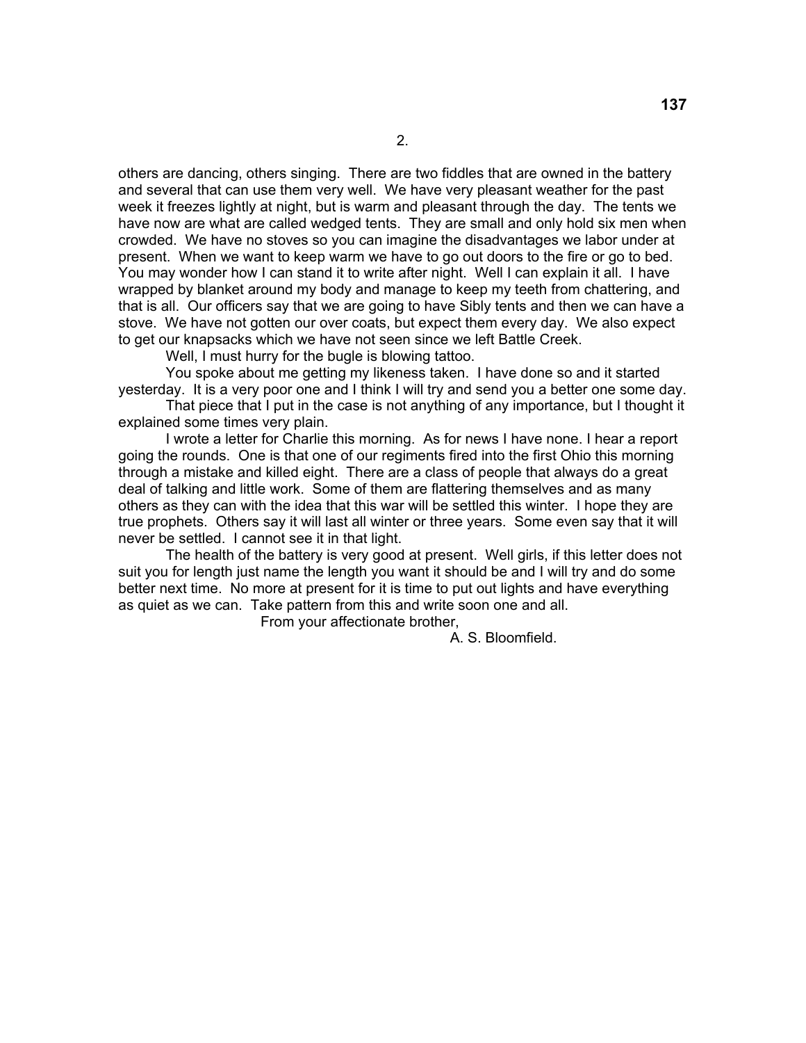2.

others are dancing, others singing. There are two fiddles that are owned in the battery and several that can use them very well. We have very pleasant weather for the past week it freezes lightly at night, but is warm and pleasant through the day. The tents we have now are what are called wedged tents. They are small and only hold six men when crowded. We have no stoves so you can imagine the disadvantages we labor under at present. When we want to keep warm we have to go out doors to the fire or go to bed. You may wonder how I can stand it to write after night. Well I can explain it all. I have wrapped by blanket around my body and manage to keep my teeth from chattering, and that is all. Our officers say that we are going to have Sibly tents and then we can have a stove. We have not gotten our over coats, but expect them every day. We also expect to get our knapsacks which we have not seen since we left Battle Creek.

Well, I must hurry for the bugle is blowing tattoo.

You spoke about me getting my likeness taken. I have done so and it started yesterday. It is a very poor one and I think I will try and send you a better one some day.

That piece that I put in the case is not anything of any importance, but I thought it explained some times very plain.

I wrote a letter for Charlie this morning. As for news I have none. I hear a report going the rounds. One is that one of our regiments fired into the first Ohio this morning through a mistake and killed eight. There are a class of people that always do a great deal of talking and little work. Some of them are flattering themselves and as many others as they can with the idea that this war will be settled this winter. I hope they are true prophets. Others say it will last all winter or three years. Some even say that it will never be settled. I cannot see it in that light.

The health of the battery is very good at present. Well girls, if this letter does not suit you for length just name the length you want it should be and I will try and do some better next time. No more at present for it is time to put out lights and have everything as quiet as we can. Take pattern from this and write soon one and all.

From your affectionate brother,

A. S. Bloomfield.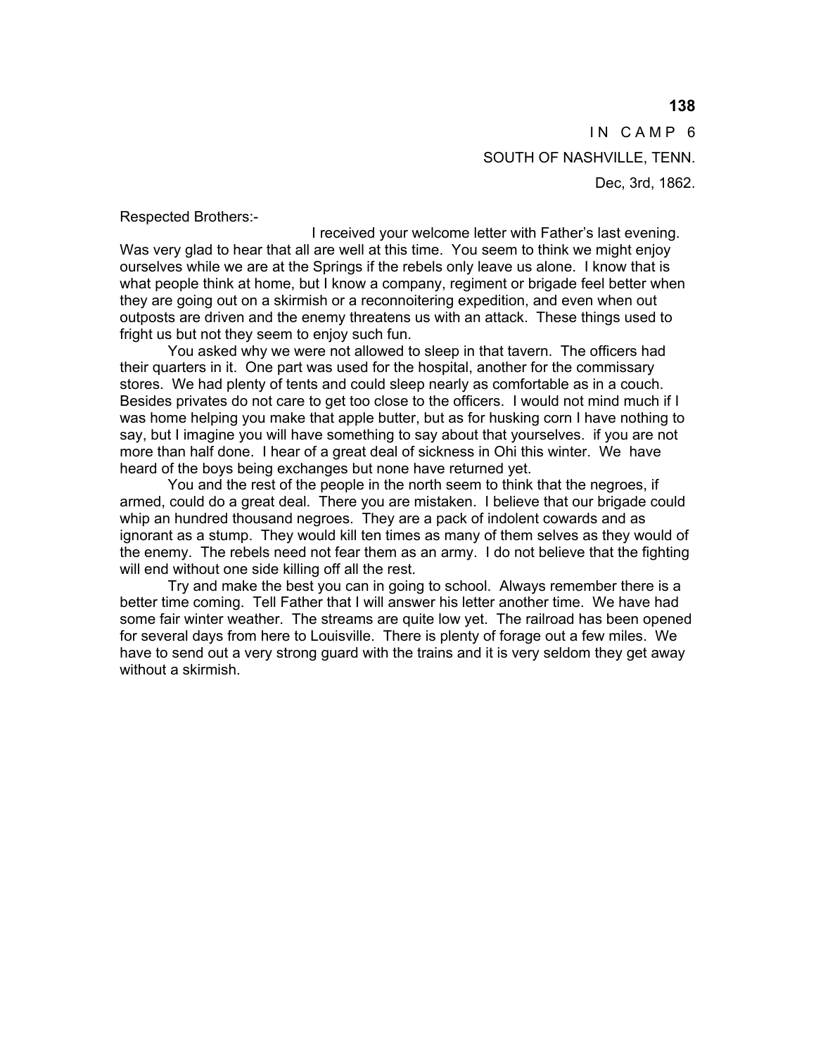IN CAMP 6

SOUTH OF NASHVILLE, TENN.

Dec, 3rd, 1862.

Respected Brothers:-

I received your welcome letter with Father's last evening. Was very glad to hear that all are well at this time. You seem to think we might enjoy ourselves while we are at the Springs if the rebels only leave us alone. I know that is what people think at home, but I know a company, regiment or brigade feel better when they are going out on a skirmish or a reconnoitering expedition, and even when out outposts are driven and the enemy threatens us with an attack. These things used to fright us but not they seem to enjoy such fun.

You asked why we were not allowed to sleep in that tavern. The officers had their quarters in it. One part was used for the hospital, another for the commissary stores. We had plenty of tents and could sleep nearly as comfortable as in a couch. Besides privates do not care to get too close to the officers. I would not mind much if I was home helping you make that apple butter, but as for husking corn I have nothing to say, but I imagine you will have something to say about that yourselves. if you are not more than half done. I hear of a great deal of sickness in Ohi this winter. We have heard of the boys being exchanges but none have returned yet.

You and the rest of the people in the north seem to think that the negroes, if armed, could do a great deal. There you are mistaken. I believe that our brigade could whip an hundred thousand negroes. They are a pack of indolent cowards and as ignorant as a stump. They would kill ten times as many of them selves as they would of the enemy. The rebels need not fear them as an army. I do not believe that the fighting will end without one side killing off all the rest.

Try and make the best you can in going to school. Always remember there is a better time coming. Tell Father that I will answer his letter another time. We have had some fair winter weather. The streams are quite low yet. The railroad has been opened for several days from here to Louisville. There is plenty of forage out a few miles. We have to send out a very strong guard with the trains and it is very seldom they get away without a skirmish.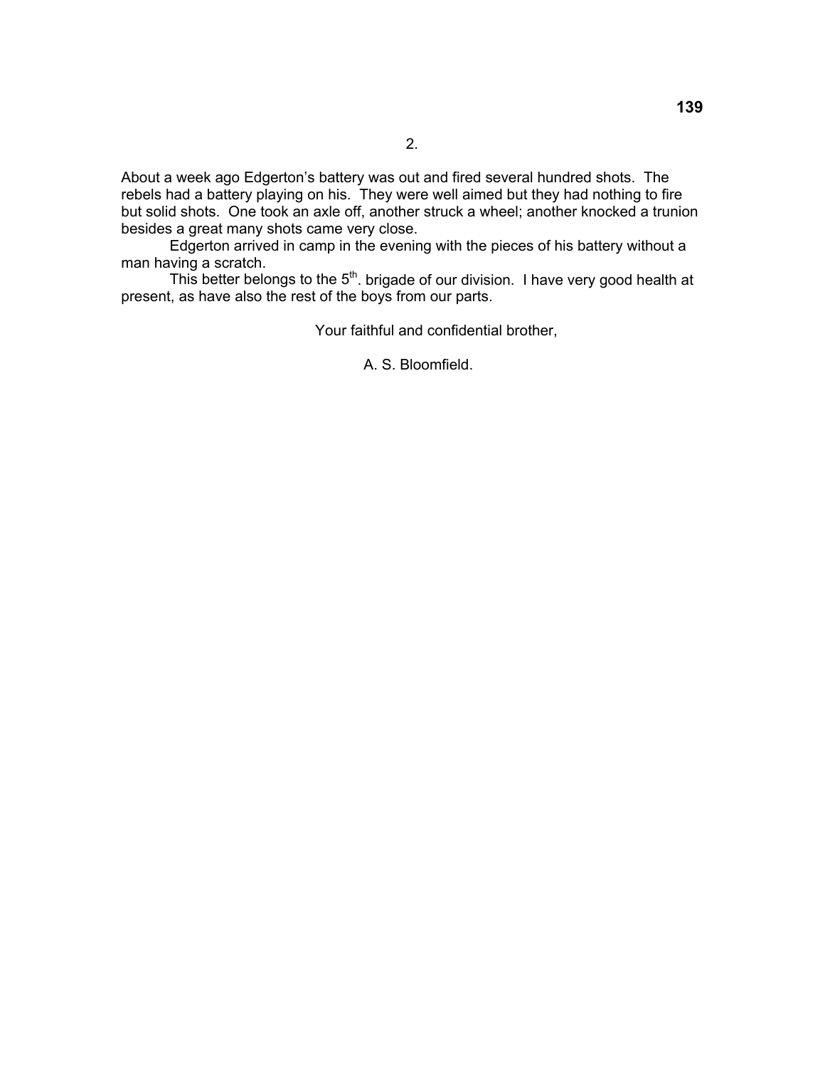2.

About a week ago Edgerton's battery was out and fired several hundred shots. The rebels had a battery playing on his. They were well aimed but they had nothing to fire but solid shots. One took an axle off, another struck a wheel; another knocked a trunion besides a great many shots came very close.

Edgerton arrived in camp in the evening with the pieces of his battery without a man having a scratch.

This better belongs to the 5th. brigade of our division. I have very good health at present, as have also the rest of the boys from our parts.

Your faithful and confidential brother,

A. S. Bloomfield.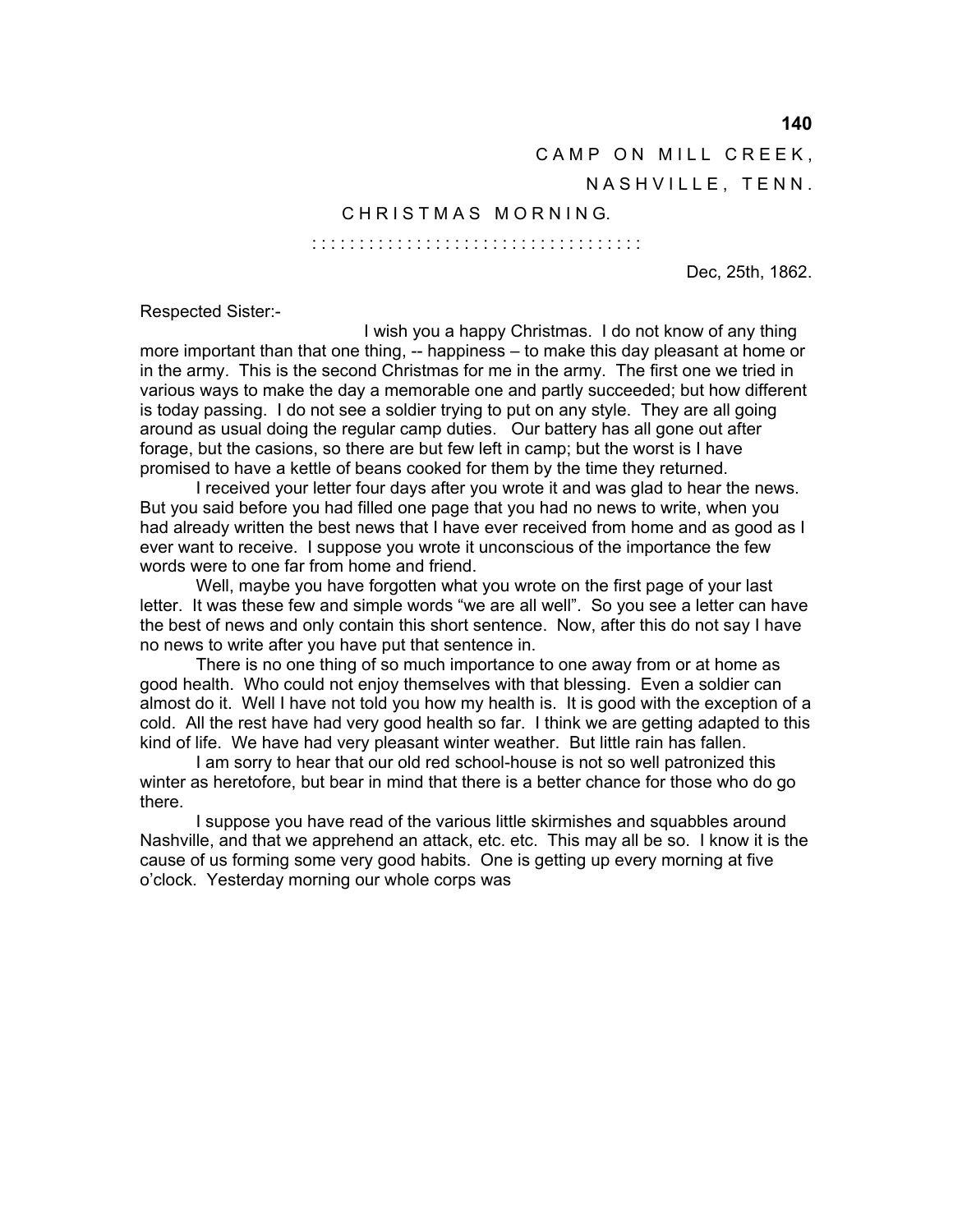CAMP ON MILL CREEK,

NASHVILLE, TENN.

CHRISTMAS MORNING.

::::::::::::::::::::::::::::::::::::

Dec, 25th, 1862.

Respected Sister:-

I wish you a happy Christmas. I do not know of any thing more important than that one thing, -- happiness – to make this day pleasant at home or in the army. This is the second Christmas for me in the army. The first one we tried in various ways to make the day a memorable one and partly succeeded; but how different is today passing. I do not see a soldier trying to put on any style. They are all going around as usual doing the regular camp duties. Our battery has all gone out after forage, but the casions, so there are but few left in camp; but the worst is I have promised to have a kettle of beans cooked for them by the time they returned.

I received your letter four days after you wrote it and was glad to hear the news. But you said before you had filled one page that you had no news to write, when you had already written the best news that I have ever received from home and as good as I ever want to receive. I suppose you wrote it unconscious of the importance the few words were to one far from home and friend.

Well, maybe you have forgotten what you wrote on the first page of your last letter. It was these few and simple words "we are all well". So you see a letter can have the best of news and only contain this short sentence. Now, after this do not say I have no news to write after you have put that sentence in.

There is no one thing of so much importance to one away from or at home as good health. Who could not enjoy themselves with that blessing. Even a soldier can almost do it. Well I have not told you how my health is. It is good with the exception of a cold. All the rest have had very good health so far. I think we are getting adapted to this kind of life. We have had very pleasant winter weather. But little rain has fallen.

I am sorry to hear that our old red school-house is not so well patronized this winter as heretofore, but bear in mind that there is a better chance for those who do go there.

I suppose you have read of the various little skirmishes and squabbles around Nashville, and that we apprehend an attack, etc. etc. This may all be so. I know it is the cause of us forming some very good habits. One is getting up every morning at five o'clock. Yesterday morning our whole corps was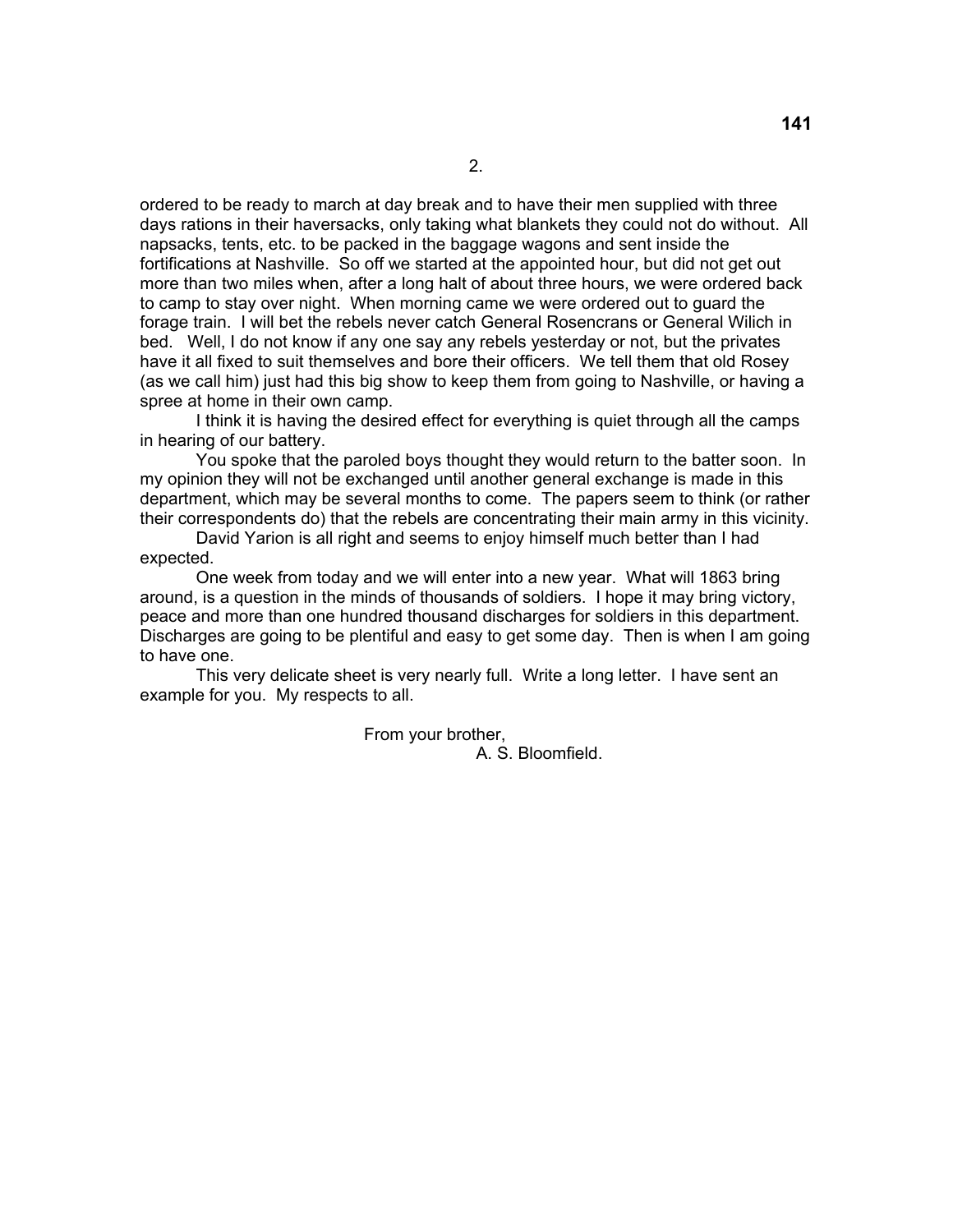2.

ordered to be ready to march at day break and to have their men supplied with three days rations in their haversacks, only taking what blankets they could not do without. All napsacks, tents, etc. to be packed in the baggage wagons and sent inside the fortifications at Nashville. So off we started at the appointed hour, but did not get out more than two miles when, after a long halt of about three hours, we were ordered back to camp to stay over night. When morning came we were ordered out to guard the forage train. I will bet the rebels never catch General Rosencrans or General Wilich in bed. Well, I do not know if any one say any rebels yesterday or not, but the privates have it all fixed to suit themselves and bore their officers. We tell them that old Rosey (as we call him) just had this big show to keep them from going to Nashville, or having a spree at home in their own camp.

I think it is having the desired effect for everything is quiet through all the camps in hearing of our battery.

You spoke that the paroled boys thought they would return to the batter soon. In my opinion they will not be exchanged until another general exchange is made in this department, which may be several months to come. The papers seem to think (or rather their correspondents do) that the rebels are concentrating their main army in this vicinity.

David Yarion is all right and seems to enjoy himself much better than I had expected.

One week from today and we will enter into a new year. What will 1863 bring around, is a question in the minds of thousands of soldiers. I hope it may bring victory, peace and more than one hundred thousand discharges for soldiers in this department. Discharges are going to be plentiful and easy to get some day. Then is when I am going to have one.

This very delicate sheet is very nearly full. Write a long letter. I have sent an example for you. My respects to all.

From your brother,
A. S. Bloomfield.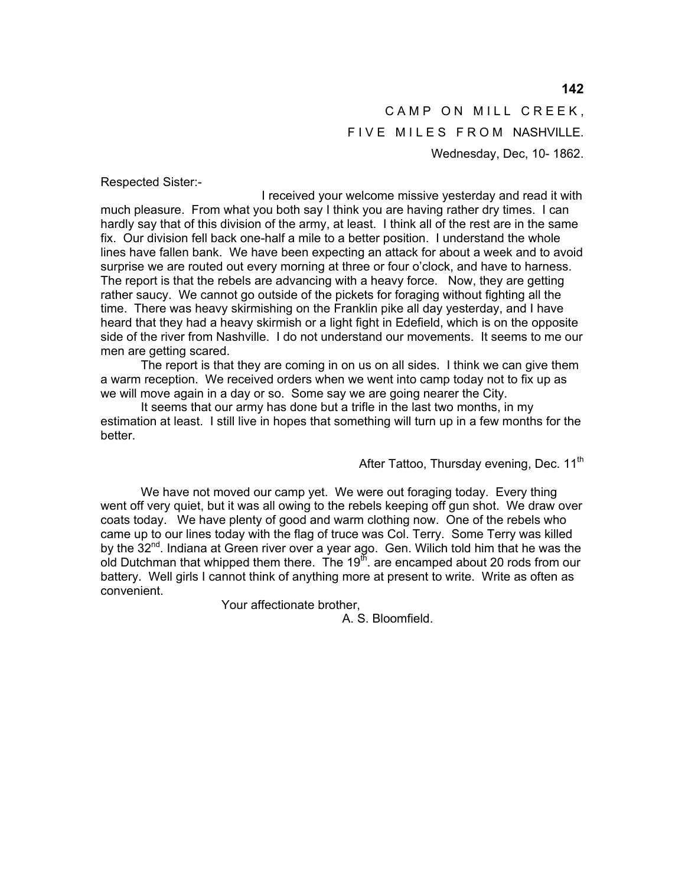CAMP ON MILL CREEK,

FIVE MILES FROM NASHVILLE.

Wednesday, Dec, 10- 1862.

Respected Sister:-

I received your welcome missive yesterday and read it with much pleasure. From what you both say I think you are having rather dry times. I can hardly say that of this division of the army, at least. I think all of the rest are in the same fix. Our division fell back one-half a mile to a better position. I understand the whole lines have fallen bank. We have been expecting an attack for about a week and to avoid surprise we are routed out every morning at three or four o'clock, and have to harness. The report is that the rebels are advancing with a heavy force. Now, they are getting rather saucy. We cannot go outside of the pickets for foraging without fighting all the time. There was heavy skirmishing on the Franklin pike all day yesterday, and I have heard that they had a heavy skirmish or a light fight in Edefield, which is on the opposite side of the river from Nashville. I do not understand our movements. It seems to me our men are getting scared.

The report is that they are coming in on us on all sides. I think we can give them a warm reception. We received orders when we went into camp today not to fix up as we will move again in a day or so. Some say we are going nearer the City.

It seems that our army has done but a trifle in the last two months, in my estimation at least. I still live in hopes that something will turn up in a few months for the better.

After Tattoo, Thursday evening, Dec. 11th

We have not moved our camp yet. We were out foraging today. Every thing went off very quiet, but it was all owing to the rebels keeping off gun shot. We draw over coats today. We have plenty of good and warm clothing now. One of the rebels who came up to our lines today with the flag of truce was Col. Terry. Some Terry was killed by the 32nd. Indiana at Green river over a year ago. Gen. Wilich told him that he was the old Dutchman that whipped them there. The 19th. are encamped about 20 rods from our battery. Well girls I cannot think of anything more at present to write. Write as often as convenient.

Your affectionate brother,

A. S. Bloomfield.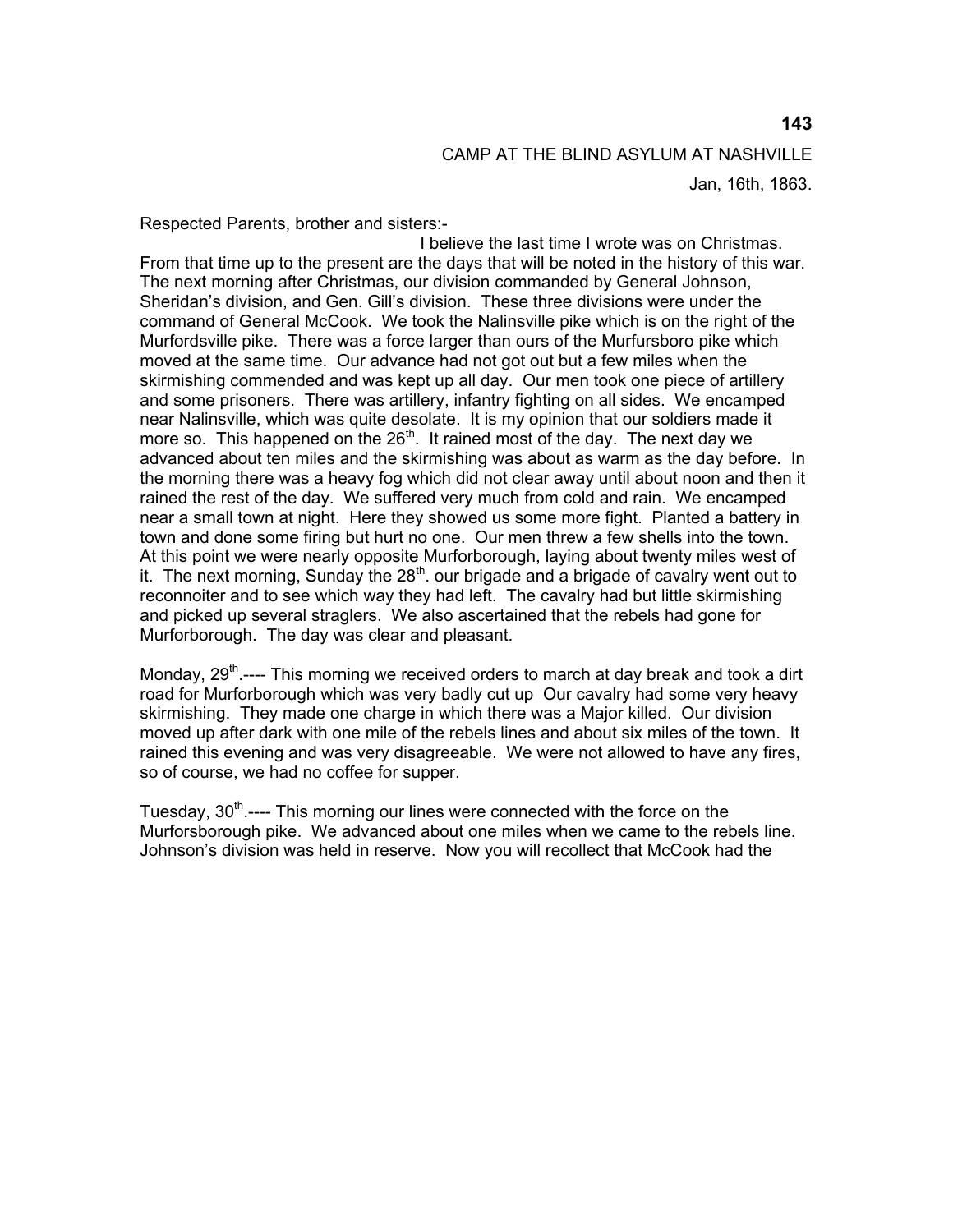CAMP AT THE BLIND ASYLUM AT NASHVILLE

Jan, 16th, 1863.

Respected Parents, brother and sisters:-

I believe the last time I wrote was on Christmas. From that time up to the present are the days that will be noted in the history of this war. The next morning after Christmas, our division commanded by General Johnson, Sheridan's division, and Gen. Gill's division. These three divisions were under the command of General McCook. We took the Nalinsville pike which is on the right of the Murfordsville pike. There was a force larger than ours of the Murfursboro pike which moved at the same time. Our advance had not got out but a few miles when the skirmishing commended and was kept up all day. Our men took one piece of artillery and some prisoners. There was artillery, infantry fighting on all sides. We encamped near Nalinsville, which was quite desolate. It is my opinion that our soldiers made it more so. This happened on the 26th. It rained most of the day. The next day we advanced about ten miles and the skirmishing was about as warm as the day before. In the morning there was a heavy fog which did not clear away until about noon and then it rained the rest of the day. We suffered very much from cold and rain. We encamped near a small town at night. Here they showed us some more fight. Planted a battery in town and done some firing but hurt no one. Our men threw a few shells into the town. At this point we were nearly opposite Murforborough, laying about twenty miles west of it. The next morning, Sunday the 28th. our brigade and a brigade of cavalry went out to reconnoiter and to see which way they had left. The cavalry had but little skirmishing and picked up several straglers. We also ascertained that the rebels had gone for Murforborough. The day was clear and pleasant.

Monday, 29th.---- This morning we received orders to march at day break and took a dirt road for Murforborough which was very badly cut up Our cavalry had some very heavy skirmishing. They made one charge in which there was a Major killed. Our division moved up after dark with one mile of the rebels lines and about six miles of the town. It rained this evening and was very disagreeable. We were not allowed to have any fires, so of course, we had no coffee for supper.

Tuesday, 30th.---- This morning our lines were connected with the force on the Murforsborough pike. We advanced about one miles when we came to the rebels line. Johnson's division was held in reserve. Now you will recollect that McCook had the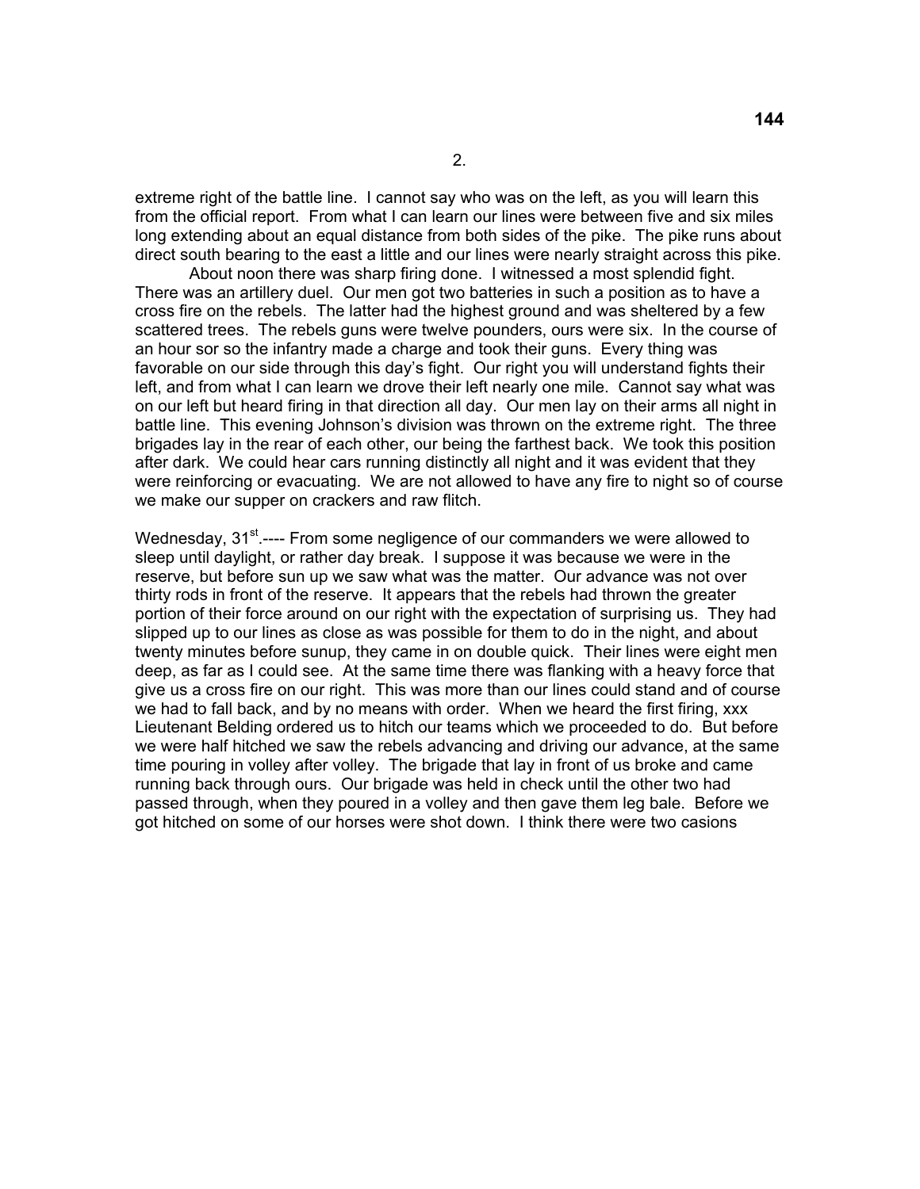2.

extreme right of the battle line. I cannot say who was on the left, as you will learn this from the official report. From what I can learn our lines were between five and six miles long extending about an equal distance from both sides of the pike. The pike runs about direct south bearing to the east a little and our lines were nearly straight across this pike.

About noon there was sharp firing done. I witnessed a most splendid fight. There was an artillery duel. Our men got two batteries in such a position as to have a cross fire on the rebels. The latter had the highest ground and was sheltered by a few scattered trees. The rebels guns were twelve pounders, ours were six. In the course of an hour sor so the infantry made a charge and took their guns. Every thing was favorable on our side through this day's fight. Our right you will understand fights their left, and from what I can learn we drove their left nearly one mile. Cannot say what was on our left but heard firing in that direction all day. Our men lay on their arms all night in battle line. This evening Johnson's division was thrown on the extreme right. The three brigades lay in the rear of each other, our being the farthest back. We took this position after dark. We could hear cars running distinctly all night and it was evident that they were reinforcing or evacuating. We are not allowed to have any fire to night so of course we make our supper on crackers and raw flitch.

Wednesday, 31st.---- From some negligence of our commanders we were allowed to sleep until daylight, or rather day break. I suppose it was because we were in the reserve, but before sun up we saw what was the matter. Our advance was not over thirty rods in front of the reserve. It appears that the rebels had thrown the greater portion of their force around on our right with the expectation of surprising us. They had slipped up to our lines as close as was possible for them to do in the night, and about twenty minutes before sunup, they came in on double quick. Their lines were eight men deep, as far as I could see. At the same time there was flanking with a heavy force that give us a cross fire on our right. This was more than our lines could stand and of course we had to fall back, and by no means with order. When we heard the first firing, xxx Lieutenant Belding ordered us to hitch our teams which we proceeded to do. But before we were half hitched we saw the rebels advancing and driving our advance, at the same time pouring in volley after volley. The brigade that lay in front of us broke and came running back through ours. Our brigade was held in check until the other two had passed through, when they poured in a volley and then gave them leg bale. Before we got hitched on some of our horses were shot down. I think there were two casions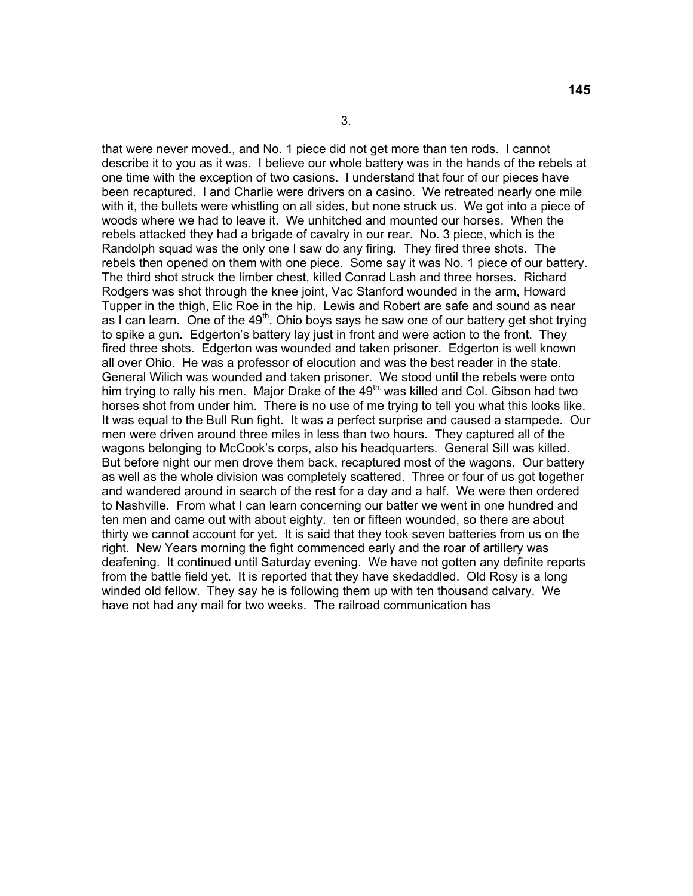3.

that were never moved., and No. 1 piece did not get more than ten rods. I cannot describe it to you as it was. I believe our whole battery was in the hands of the rebels at one time with the exception of two casions. I understand that four of our pieces have been recaptured. I and Charlie were drivers on a casino. We retreated nearly one mile with it, the bullets were whistling on all sides, but none struck us. We got into a piece of woods where we had to leave it. We unhitched and mounted our horses. When the rebels attacked they had a brigade of cavalry in our rear. No. 3 piece, which is the Randolph squad was the only one I saw do any firing. They fired three shots. The rebels then opened on them with one piece. Some say it was No. 1 piece of our battery. The third shot struck the limber chest, killed Conrad Lash and three horses. Richard Rodgers was shot through the knee joint, Vac Stanford wounded in the arm, Howard Tupper in the thigh, Elic Roe in the hip. Lewis and Robert are safe and sound as near as I can learn. One of the 49th. Ohio boys says he saw one of our battery get shot trying to spike a gun. Edgerton's battery lay just in front and were action to the front. They fired three shots. Edgerton was wounded and taken prisoner. Edgerton is well known all over Ohio. He was a professor of elocution and was the best reader in the state. General Wilich was wounded and taken prisoner. We stood until the rebels were onto him trying to rally his men. Major Drake of the 49th. was killed and Col. Gibson had two horses shot from under him. There is no use of me trying to tell you what this looks like. It was equal to the Bull Run fight. It was a perfect surprise and caused a stampede. Our men were driven around three miles in less than two hours. They captured all of the wagons belonging to McCook's corps, also his headquarters. General Sill was killed. But before night our men drove them back, recaptured most of the wagons. Our battery as well as the whole division was completely scattered. Three or four of us got together and wandered around in search of the rest for a day and a half. We were then ordered to Nashville. From what I can learn concerning our batter we went in one hundred and ten men and came out with about eighty. ten or fifteen wounded, so there are about thirty we cannot account for yet. It is said that they took seven batteries from us on the right. New Years morning the fight commenced early and the roar of artillery was deafening. It continued until Saturday evening. We have not gotten any definite reports from the battle field yet. It is reported that they have skedaddled. Old Rosy is a long winded old fellow. They say he is following them up with ten thousand calvary. We have not had any mail for two weeks. The railroad communication has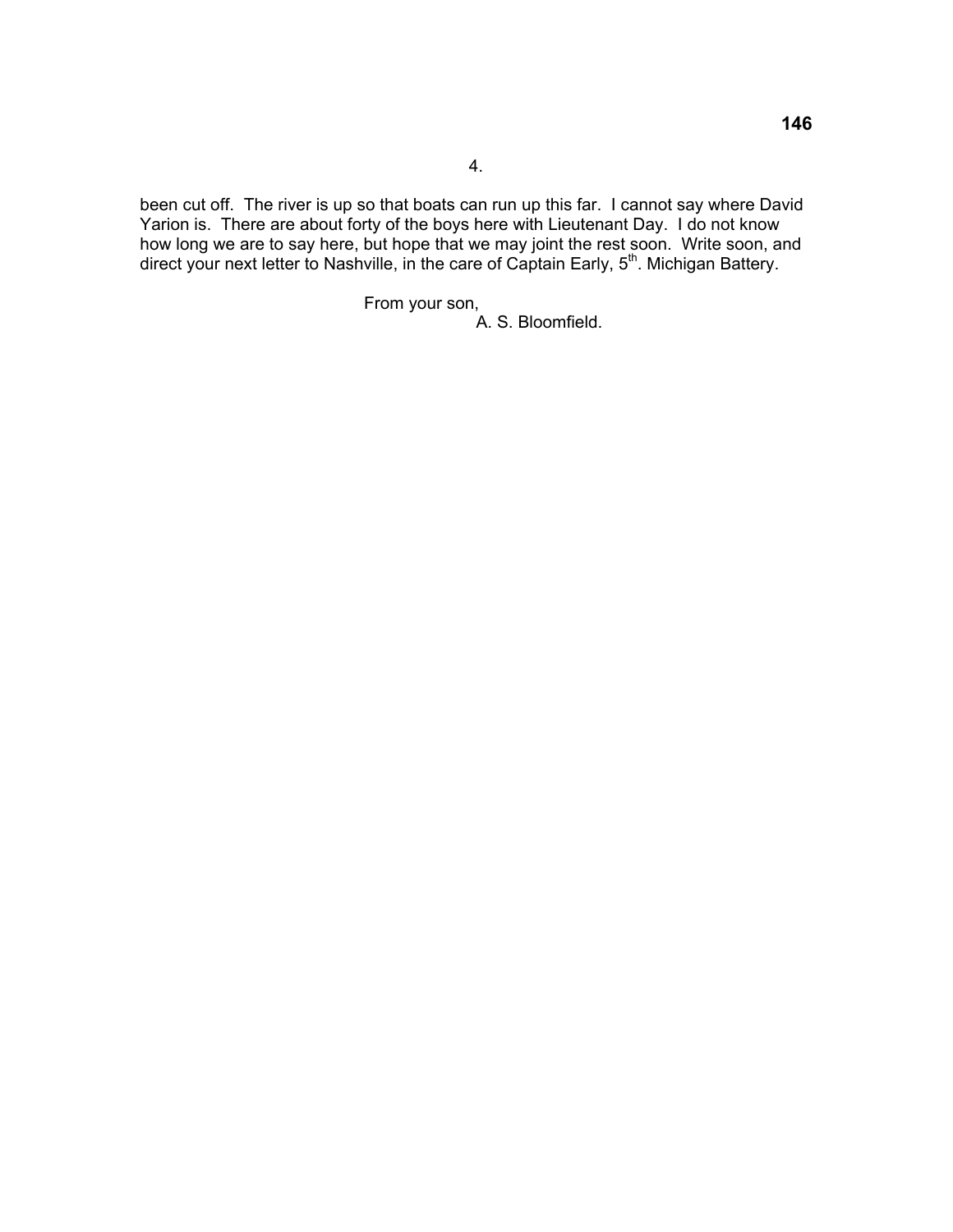4.

been cut off. The river is up so that boats can run up this far. I cannot say where David Yarion is. There are about forty of the boys here with Lieutenant Day. I do not know how long we are to say here, but hope that we may joint the rest soon. Write soon, and direct your next letter to Nashville, in the care of Captain Early, 5th. Michigan Battery.

From your son,
A. S. Bloomfield.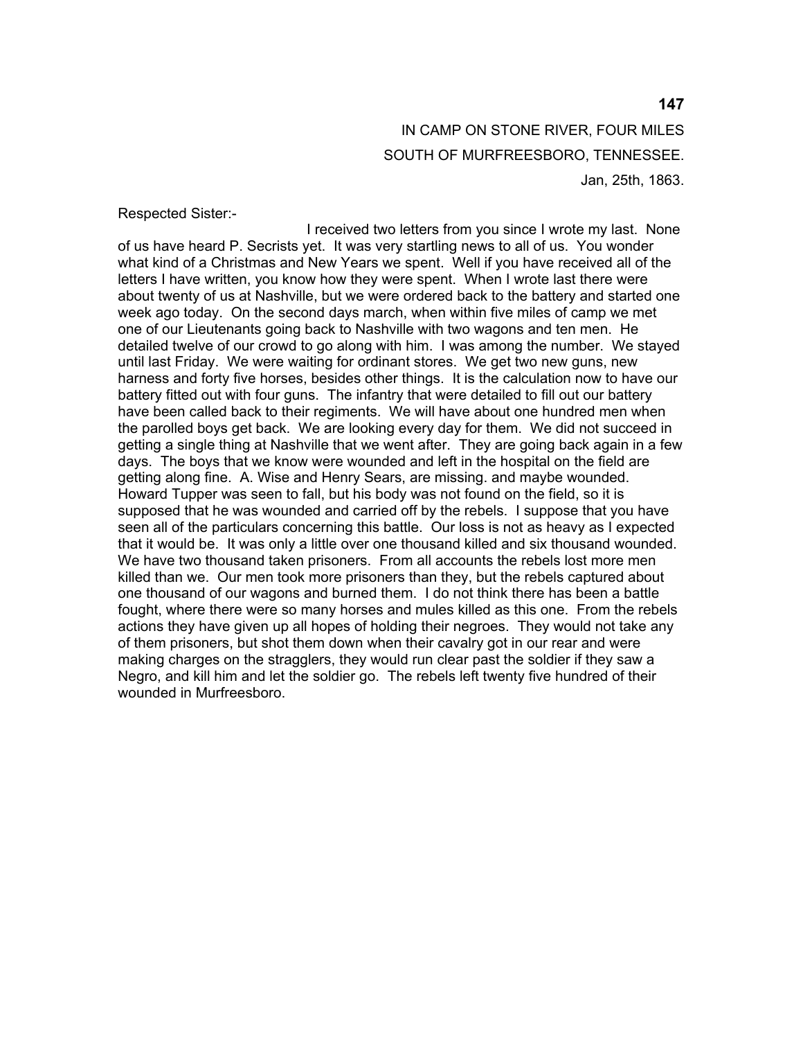IN CAMP ON STONE RIVER, FOUR MILES
SOUTH OF MURFREESBORO, TENNESSEE.
Jan, 25th, 1863.

Respected Sister:-

I received two letters from you since I wrote my last. None of us have heard P. Secrists yet. It was very startling news to all of us. You wonder what kind of a Christmas and New Years we spent. Well if you have received all of the letters I have written, you know how they were spent. When I wrote last there were about twenty of us at Nashville, but we were ordered back to the battery and started one week ago today. On the second days march, when within five miles of camp we met one of our Lieutenants going back to Nashville with two wagons and ten men. He detailed twelve of our crowd to go along with him. I was among the number. We stayed until last Friday. We were waiting for ordinant stores. We get two new guns, new harness and forty five horses, besides other things. It is the calculation now to have our battery fitted out with four guns. The infantry that were detailed to fill out our battery have been called back to their regiments. We will have about one hundred men when the parolled boys get back. We are looking every day for them. We did not succeed in getting a single thing at Nashville that we went after. They are going back again in a few days. The boys that we know were wounded and left in the hospital on the field are getting along fine. A. Wise and Henry Sears, are missing. and maybe wounded. Howard Tupper was seen to fall, but his body was not found on the field, so it is supposed that he was wounded and carried off by the rebels. I suppose that you have seen all of the particulars concerning this battle. Our loss is not as heavy as I expected that it would be. It was only a little over one thousand killed and six thousand wounded. We have two thousand taken prisoners. From all accounts the rebels lost more men killed than we. Our men took more prisoners than they, but the rebels captured about one thousand of our wagons and burned them. I do not think there has been a battle fought, where there were so many horses and mules killed as this one. From the rebels actions they have given up all hopes of holding their negroes. They would not take any of them prisoners, but shot them down when their cavalry got in our rear and were making charges on the stragglers, they would run clear past the soldier if they saw a Negro, and kill him and let the soldier go. The rebels left twenty five hundred of their wounded in Murfreesboro.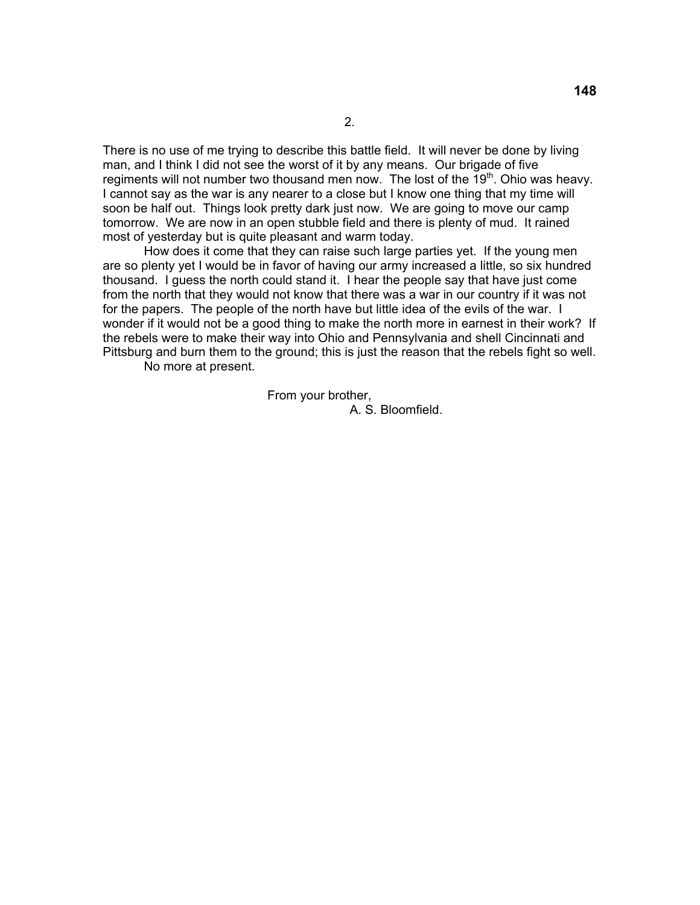2.

There is no use of me trying to describe this battle field. It will never be done by living man, and I think I did not see the worst of it by any means. Our brigade of five regiments will not number two thousand men now. The lost of the 19th. Ohio was heavy. I cannot say as the war is any nearer to a close but I know one thing that my time will soon be half out. Things look pretty dark just now. We are going to move our camp tomorrow. We are now in an open stubble field and there is plenty of mud. It rained most of yesterday but is quite pleasant and warm today.

How does it come that they can raise such large parties yet. If the young men are so plenty yet I would be in favor of having our army increased a little, so six hundred thousand. I guess the north could stand it. I hear the people say that have just come from the north that they would not know that there was a war in our country if it was not for the papers. The people of the north have but little idea of the evils of the war. I wonder if it would not be a good thing to make the north more in earnest in their work? If the rebels were to make their way into Ohio and Pennsylvania and shell Cincinnati and Pittsburg and burn them to the ground; this is just the reason that the rebels fight so well.

No more at present.

From your brother,
A. S. Bloomfield.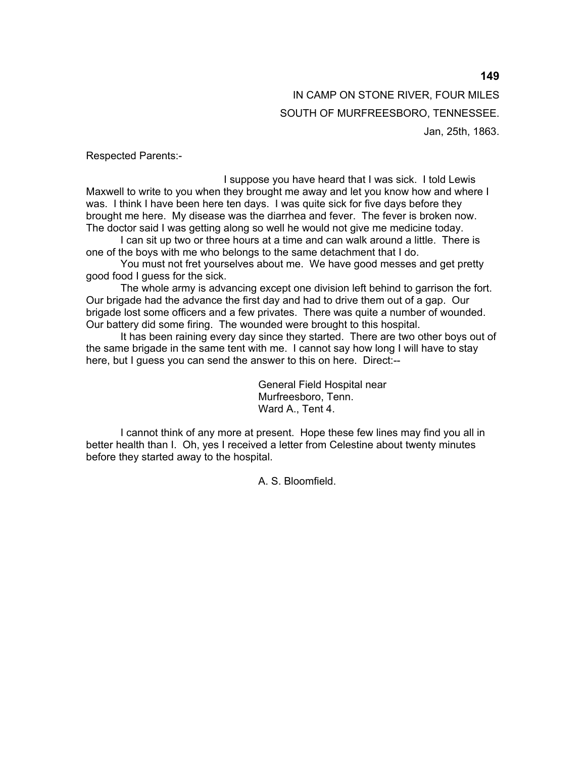IN CAMP ON STONE RIVER, FOUR MILES
SOUTH OF MURFREESBORO, TENNESSEE.
Jan, 25th, 1863.

Respected Parents:-

I suppose you have heard that I was sick. I told Lewis Maxwell to write to you when they brought me away and let you know how and where I was. I think I have been here ten days. I was quite sick for five days before they brought me here. My disease was the diarrhea and fever. The fever is broken now. The doctor said I was getting along so well he would not give me medicine today.

I can sit up two or three hours at a time and can walk around a little. There is one of the boys with me who belongs to the same detachment that I do.

You must not fret yourselves about me. We have good messes and get pretty good food I guess for the sick.

The whole army is advancing except one division left behind to garrison the fort. Our brigade had the advance the first day and had to drive them out of a gap. Our brigade lost some officers and a few privates. There was quite a number of wounded. Our battery did some firing. The wounded were brought to this hospital.

It has been raining every day since they started. There are two other boys out of the same brigade in the same tent with me. I cannot say how long I will have to stay here, but I guess you can send the answer to this on here. Direct:--

General Field Hospital near
Murfreesboro, Tenn.
Ward A., Tent 4.

I cannot think of any more at present. Hope these few lines may find you all in better health than I. Oh, yes I received a letter from Celestine about twenty minutes before they started away to the hospital.

A. S. Bloomfield.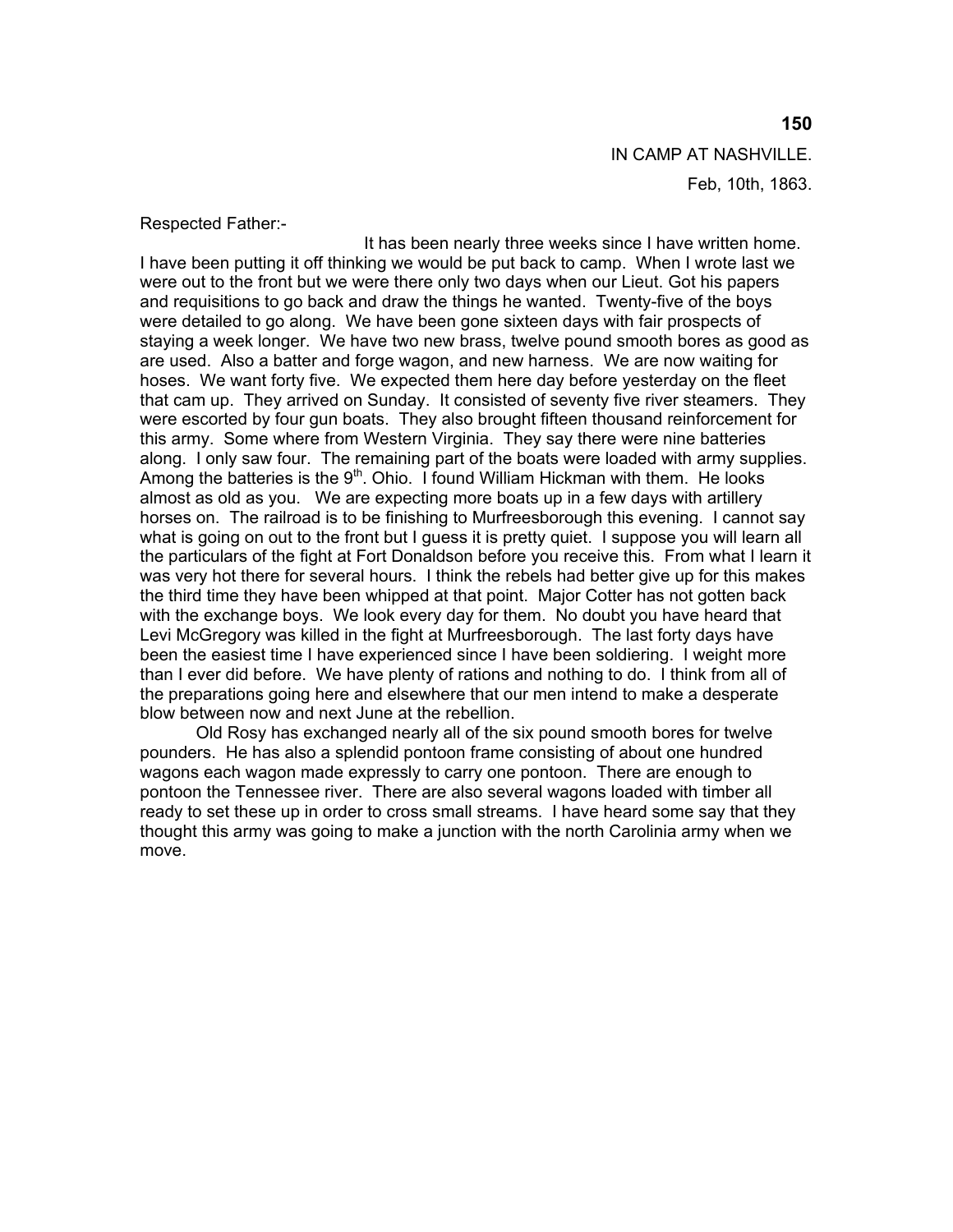IN CAMP AT NASHVILLE.

Feb, 10th, 1863.

Respected Father:-

It has been nearly three weeks since I have written home. I have been putting it off thinking we would be put back to camp. When I wrote last we were out to the front but we were there only two days when our Lieut. Got his papers and requisitions to go back and draw the things he wanted. Twenty-five of the boys were detailed to go along. We have been gone sixteen days with fair prospects of staying a week longer. We have two new brass, twelve pound smooth bores as good as are used. Also a batter and forge wagon, and new harness. We are now waiting for hoses. We want forty five. We expected them here day before yesterday on the fleet that cam up. They arrived on Sunday. It consisted of seventy five river steamers. They were escorted by four gun boats. They also brought fifteen thousand reinforcement for this army. Some where from Western Virginia. They say there were nine batteries along. I only saw four. The remaining part of the boats were loaded with army supplies. Among the batteries is the 9th. Ohio. I found William Hickman with them. He looks almost as old as you. We are expecting more boats up in a few days with artillery horses on. The railroad is to be finishing to Murfreesborough this evening. I cannot say what is going on out to the front but I guess it is pretty quiet. I suppose you will learn all the particulars of the fight at Fort Donaldson before you receive this. From what I learn it was very hot there for several hours. I think the rebels had better give up for this makes the third time they have been whipped at that point. Major Cotter has not gotten back with the exchange boys. We look every day for them. No doubt you have heard that Levi McGregory was killed in the fight at Murfreesborough. The last forty days have been the easiest time I have experienced since I have been soldiering. I weight more than I ever did before. We have plenty of rations and nothing to do. I think from all of the preparations going here and elsewhere that our men intend to make a desperate blow between now and next June at the rebellion.

Old Rosy has exchanged nearly all of the six pound smooth bores for twelve pounders. He has also a splendid pontoon frame consisting of about one hundred wagons each wagon made expressly to carry one pontoon. There are enough to pontoon the Tennessee river. There are also several wagons loaded with timber all ready to set these up in order to cross small streams. I have heard some say that they thought this army was going to make a junction with the north Carolinia army when we move.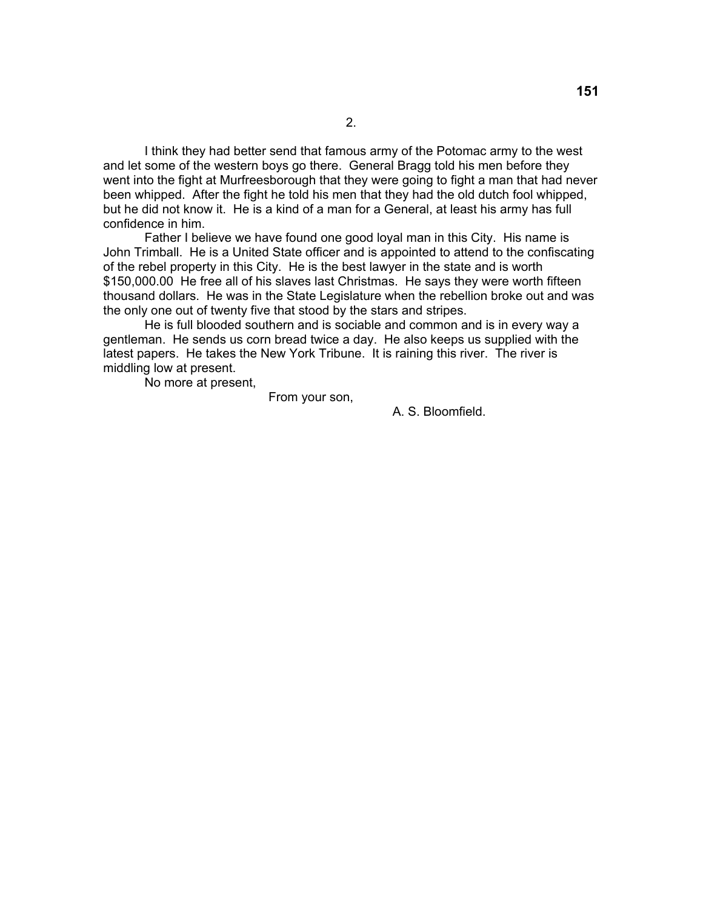2.

I think they had better send that famous army of the Potomac army to the west and let some of the western boys go there. General Bragg told his men before they went into the fight at Murfreesborough that they were going to fight a man that had never been whipped. After the fight he told his men that they had the old dutch fool whipped, but he did not know it. He is a kind of a man for a General, at least his army has full confidence in him.

Father I believe we have found one good loyal man in this City. His name is John Trimball. He is a United State officer and is appointed to attend to the confiscating of the rebel property in this City. He is the best lawyer in the state and is worth $150,000.00 He free all of his slaves last Christmas. He says they were worth fifteen thousand dollars. He was in the State Legislature when the rebellion broke out and was the only one out of twenty five that stood by the stars and stripes.

He is full blooded southern and is sociable and common and is in every way a gentleman. He sends us corn bread twice a day. He also keeps us supplied with the latest papers. He takes the New York Tribune. It is raining this river. The river is middling low at present.

No more at present,

From your son,

A. S. Bloomfield.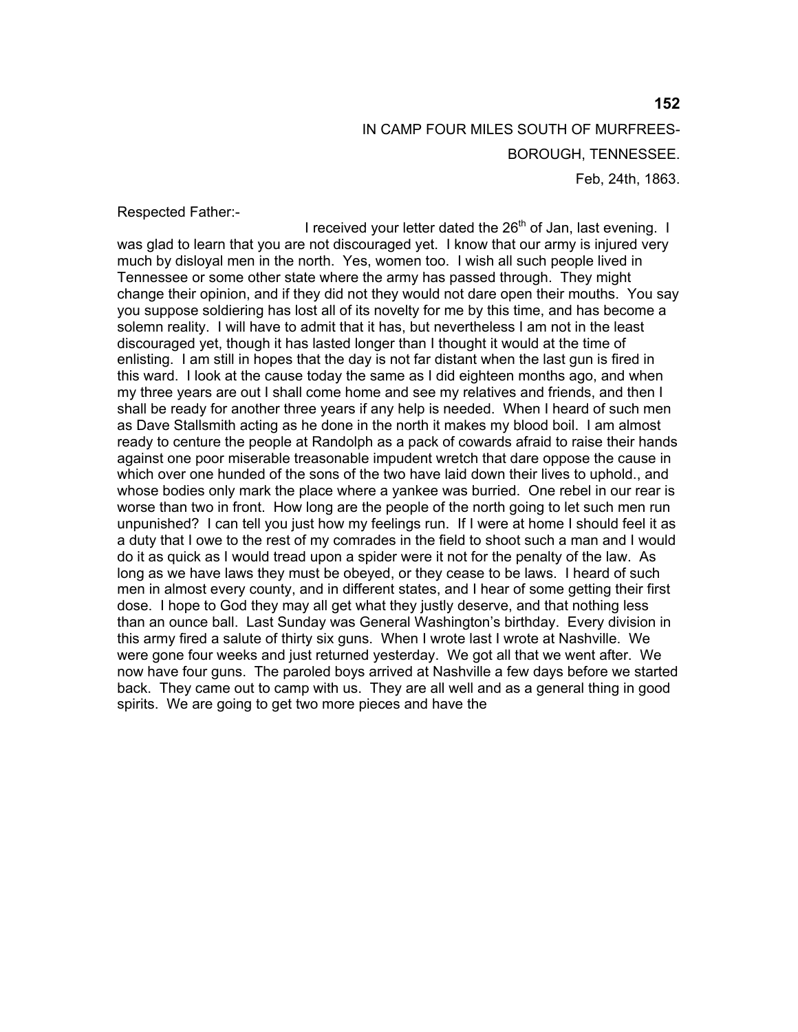IN CAMP FOUR MILES SOUTH OF MURFREES-

BOROUGH, TENNESSEE.

Feb, 24th, 1863.

Respected Father:-

I received your letter dated the 26th of Jan, last evening. I was glad to learn that you are not discouraged yet. I know that our army is injured very much by disloyal men in the north. Yes, women too. I wish all such people lived in Tennessee or some other state where the army has passed through. They might change their opinion, and if they did not they would not dare open their mouths. You say you suppose soldiering has lost all of its novelty for me by this time, and has become a solemn reality. I will have to admit that it has, but nevertheless I am not in the least discouraged yet, though it has lasted longer than I thought it would at the time of enlisting. I am still in hopes that the day is not far distant when the last gun is fired in this ward. I look at the cause today the same as I did eighteen months ago, and when my three years are out I shall come home and see my relatives and friends, and then I shall be ready for another three years if any help is needed. When I heard of such men as Dave Stallsmith acting as he done in the north it makes my blood boil. I am almost ready to centure the people at Randolph as a pack of cowards afraid to raise their hands against one poor miserable treasonable impudent wretch that dare oppose the cause in which over one hunded of the sons of the two have laid down their lives to uphold., and whose bodies only mark the place where a yankee was burried. One rebel in our rear is worse than two in front. How long are the people of the north going to let such men run unpunished? I can tell you just how my feelings run. If I were at home I should feel it as a duty that I owe to the rest of my comrades in the field to shoot such a man and I would do it as quick as I would tread upon a spider were it not for the penalty of the law. As long as we have laws they must be obeyed, or they cease to be laws. I heard of such men in almost every county, and in different states, and I hear of some getting their first dose. I hope to God they may all get what they justly deserve, and that nothing less than an ounce ball. Last Sunday was General Washington's birthday. Every division in this army fired a salute of thirty six guns. When I wrote last I wrote at Nashville. We were gone four weeks and just returned yesterday. We got all that we went after. We now have four guns. The paroled boys arrived at Nashville a few days before we started back. They came out to camp with us. They are all well and as a general thing in good spirits. We are going to get two more pieces and have the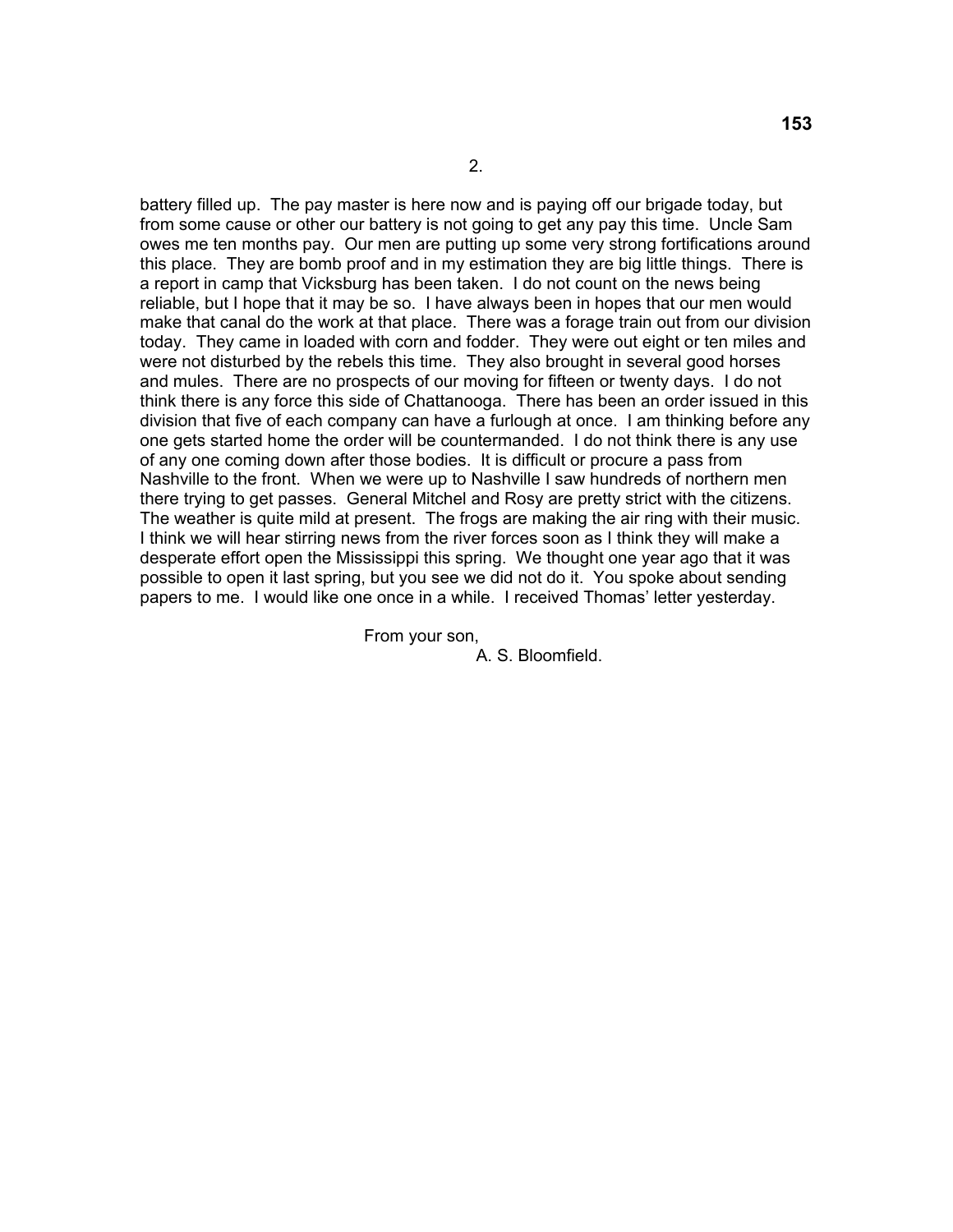2.

battery filled up. The pay master is here now and is paying off our brigade today, but from some cause or other our battery is not going to get any pay this time. Uncle Sam owes me ten months pay. Our men are putting up some very strong fortifications around this place. They are bomb proof and in my estimation they are big little things. There is a report in camp that Vicksburg has been taken. I do not count on the news being reliable, but I hope that it may be so. I have always been in hopes that our men would make that canal do the work at that place. There was a forage train out from our division today. They came in loaded with corn and fodder. They were out eight or ten miles and were not disturbed by the rebels this time. They also brought in several good horses and mules. There are no prospects of our moving for fifteen or twenty days. I do not think there is any force this side of Chattanooga. There has been an order issued in this division that five of each company can have a furlough at once. I am thinking before any one gets started home the order will be countermanded. I do not think there is any use of any one coming down after those bodies. It is difficult or procure a pass from Nashville to the front. When we were up to Nashville I saw hundreds of northern men there trying to get passes. General Mitchel and Rosy are pretty strict with the citizens. The weather is quite mild at present. The frogs are making the air ring with their music. I think we will hear stirring news from the river forces soon as I think they will make a desperate effort open the Mississippi this spring. We thought one year ago that it was possible to open it last spring, but you see we did not do it. You spoke about sending papers to me. I would like one once in a while. I received Thomas' letter yesterday.

From your son,

A. S. Bloomfield.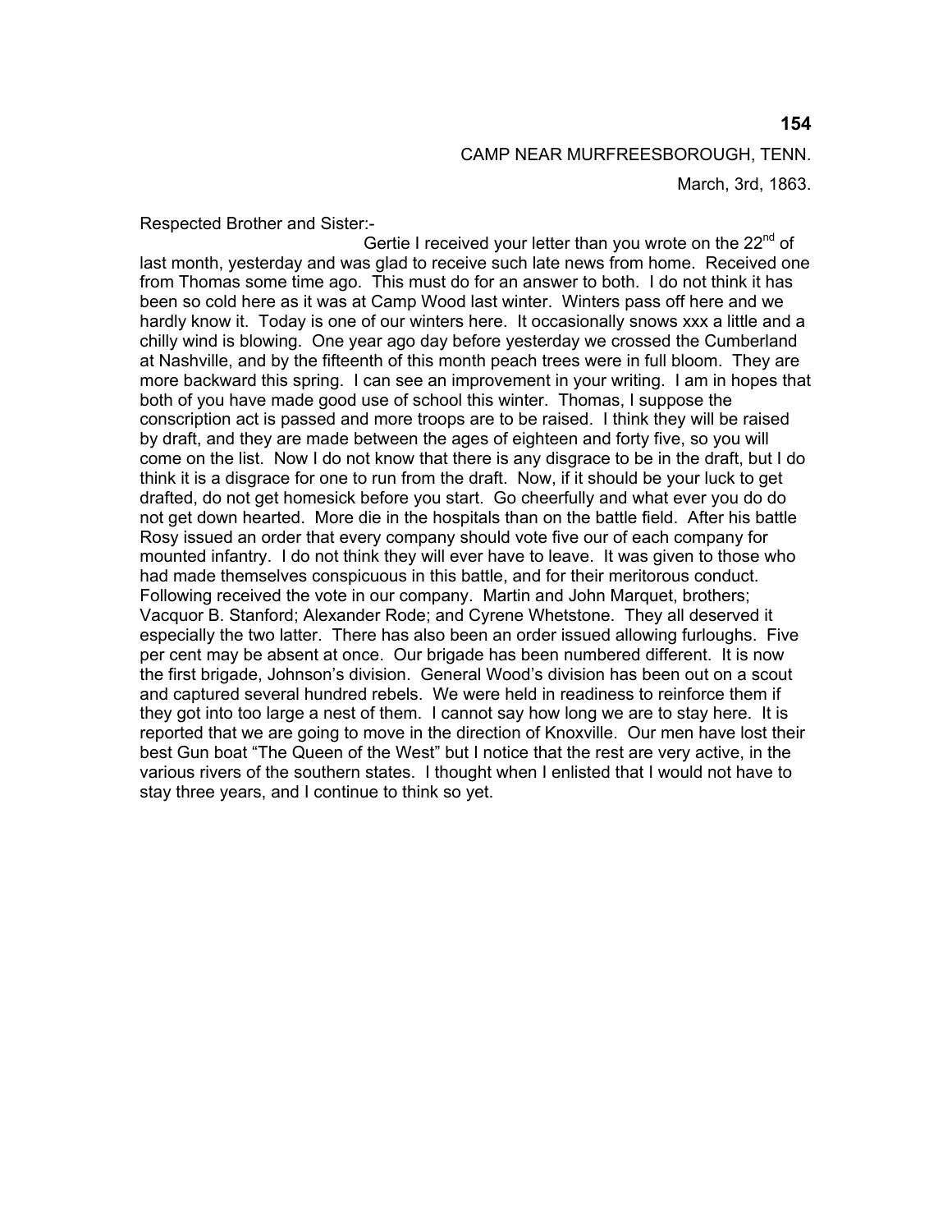CAMP NEAR MURFREESBOROUGH, TENN.

March, 3rd, 1863.

Respected Brother and Sister:-

Gertie I received your letter than you wrote on the 22nd of last month, yesterday and was glad to receive such late news from home. Received one from Thomas some time ago. This must do for an answer to both. I do not think it has been so cold here as it was at Camp Wood last winter. Winters pass off here and we hardly know it. Today is one of our winters here. It occasionally snows xxx a little and a chilly wind is blowing. One year ago day before yesterday we crossed the Cumberland at Nashville, and by the fifteenth of this month peach trees were in full bloom. They are more backward this spring. I can see an improvement in your writing. I am in hopes that both of you have made good use of school this winter. Thomas, I suppose the conscription act is passed and more troops are to be raised. I think they will be raised by draft, and they are made between the ages of eighteen and forty five, so you will come on the list. Now I do not know that there is any disgrace to be in the draft, but I do think it is a disgrace for one to run from the draft. Now, if it should be your luck to get drafted, do not get homesick before you start. Go cheerfully and what ever you do do not get down hearted. More die in the hospitals than on the battle field. After his battle Rosy issued an order that every company should vote five our of each company for mounted infantry. I do not think they will ever have to leave. It was given to those who had made themselves conspicuous in this battle, and for their meritorious conduct. Following received the vote in our company. Martin and John Marquet, brothers; Vacquor B. Stanford; Alexander Rode; and Cyrene Whetstone. They all deserved it especially the two latter. There has also been an order issued allowing furloughs. Five per cent may be absent at once. Our brigade has been numbered different. It is now the first brigade, Johnson's division. General Wood's division has been out on a scout and captured several hundred rebels. We were held in readiness to reinforce them if they got into too large a nest of them. I cannot say how long we are to stay here. It is reported that we are going to move in the direction of Knoxville. Our men have lost their best Gun boat "The Queen of the West" but I notice that the rest are very active, in the various rivers of the southern states. I thought when I enlisted that I would not have to stay three years, and I continue to think so yet.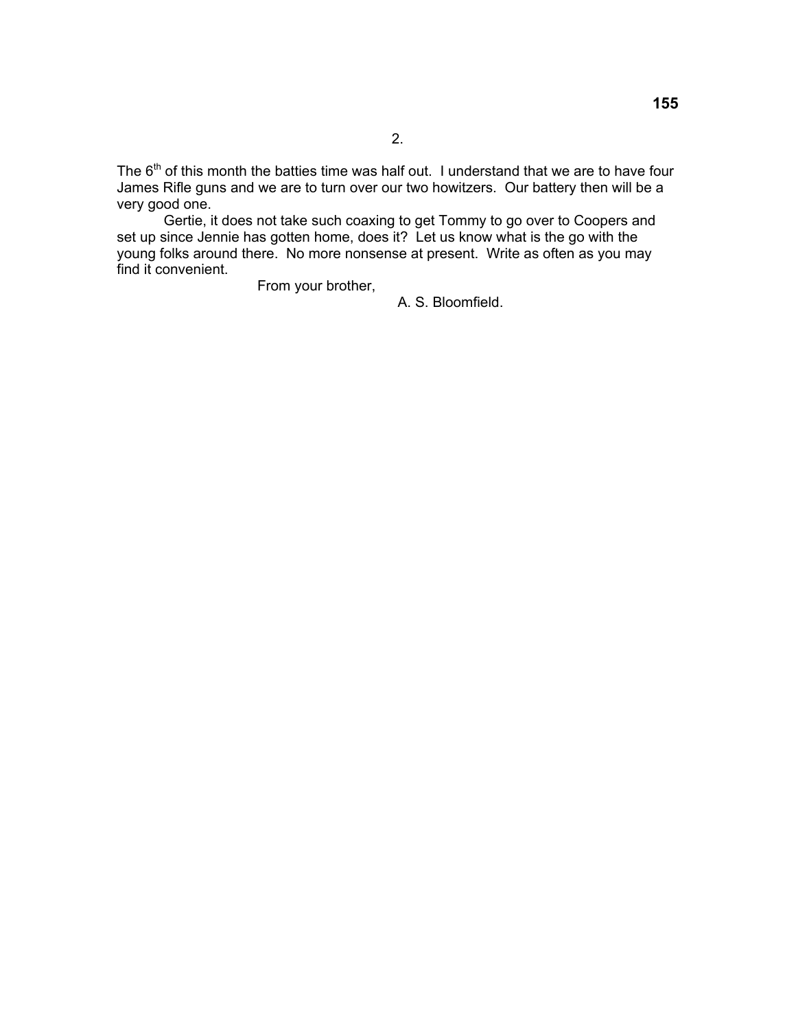2.

The 6th of this month the batties time was half out. I understand that we are to have four James Rifle guns and we are to turn over our two howitzers. Our battery then will be a very good one.

Gertie, it does not take such coaxing to get Tommy to go over to Coopers and set up since Jennie has gotten home, does it? Let us know what is the go with the young folks around there. No more nonsense at present. Write as often as you may find it convenient.

From your brother,

A. S. Bloomfield.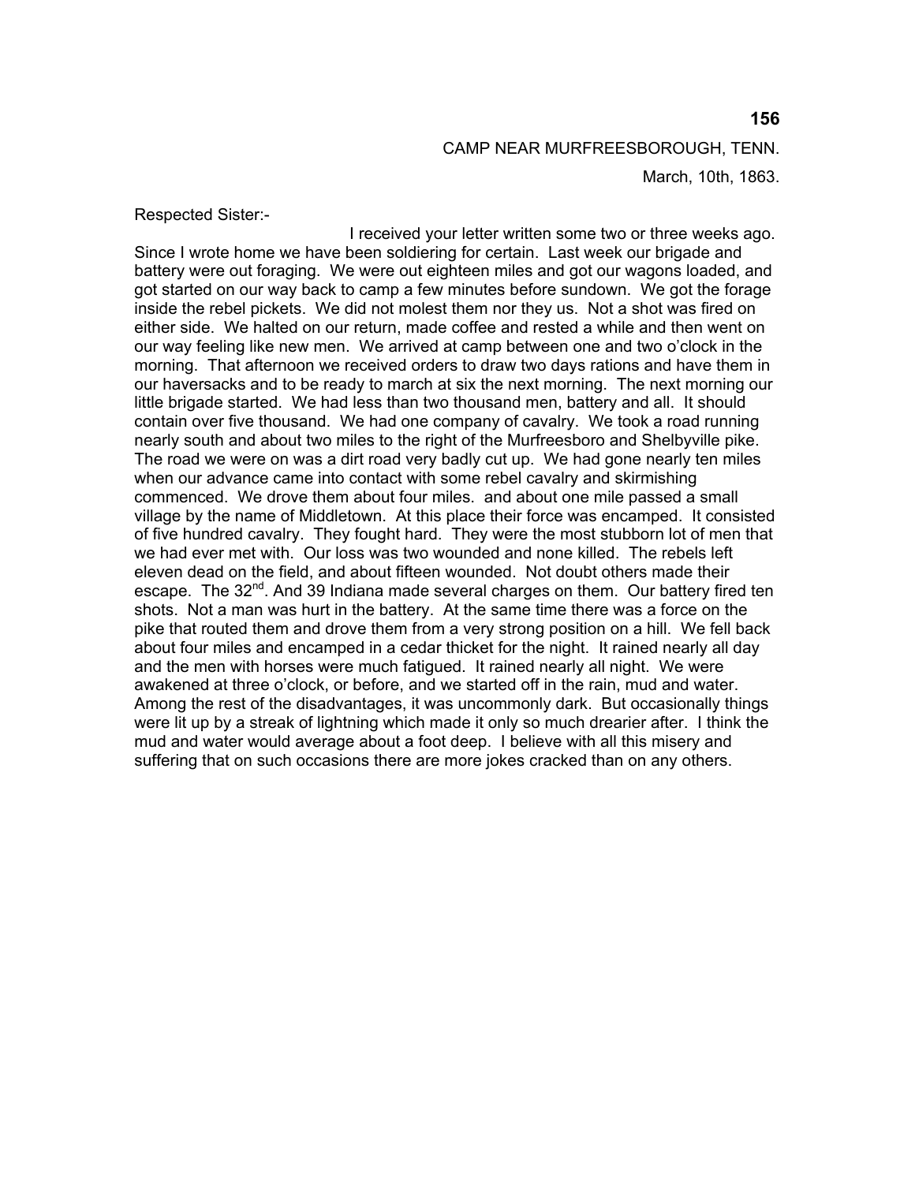CAMP NEAR MURFREESBOROUGH, TENN.

March, 10th, 1863.

Respected Sister:-

I received your letter written some two or three weeks ago. Since I wrote home we have been soldiering for certain. Last week our brigade and battery were out foraging. We were out eighteen miles and got our wagons loaded, and got started on our way back to camp a few minutes before sundown. We got the forage inside the rebel pickets. We did not molest them nor they us. Not a shot was fired on either side. We halted on our return, made coffee and rested a while and then went on our way feeling like new men. We arrived at camp between one and two o'clock in the morning. That afternoon we received orders to draw two days rations and have them in our haversacks and to be ready to march at six the next morning. The next morning our little brigade started. We had less than two thousand men, battery and all. It should contain over five thousand. We had one company of cavalry. We took a road running nearly south and about two miles to the right of the Murfreesboro and Shelbyville pike. The road we were on was a dirt road very badly cut up. We had gone nearly ten miles when our advance came into contact with some rebel cavalry and skirmishing commenced. We drove them about four miles. and about one mile passed a small village by the name of Middletown. At this place their force was encamped. It consisted of five hundred cavalry. They fought hard. They were the most stubborn lot of men that we had ever met with. Our loss was two wounded and none killed. The rebels left eleven dead on the field, and about fifteen wounded. Not doubt others made their escape. The 32nd. And 39 Indiana made several charges on them. Our battery fired ten shots. Not a man was hurt in the battery. At the same time there was a force on the pike that routed them and drove them from a very strong position on a hill. We fell back about four miles and encamped in a cedar thicket for the night. It rained nearly all day and the men with horses were much fatigued. It rained nearly all night. We were awakened at three o'clock, or before, and we started off in the rain, mud and water. Among the rest of the disadvantages, it was uncommonly dark. But occasionally things were lit up by a streak of lightning which made it only so much drearier after. I think the mud and water would average about a foot deep. I believe with all this misery and suffering that on such occasions there are more jokes cracked than on any others.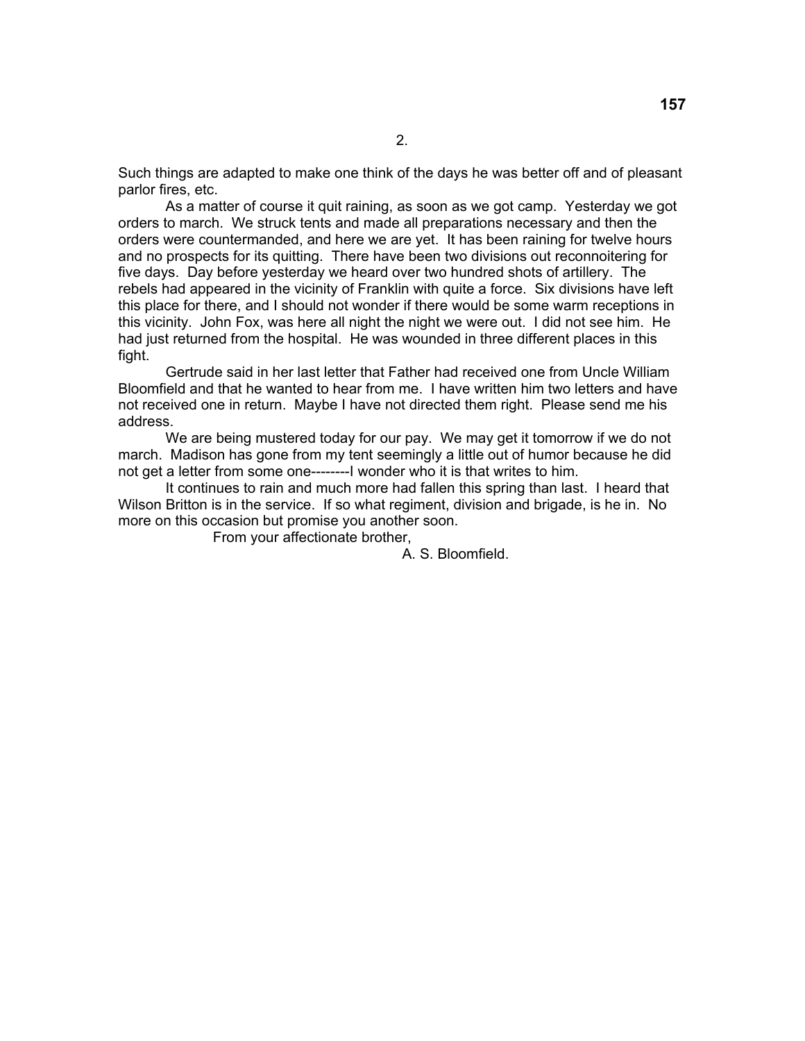2.

Such things are adapted to make one think of the days he was better off and of pleasant parlor fires, etc.

As a matter of course it quit raining, as soon as we got camp. Yesterday we got orders to march. We struck tents and made all preparations necessary and then the orders were countermanded, and here we are yet. It has been raining for twelve hours and no prospects for its quitting. There have been two divisions out reconnoitering for five days. Day before yesterday we heard over two hundred shots of artillery. The rebels had appeared in the vicinity of Franklin with quite a force. Six divisions have left this place for there, and I should not wonder if there would be some warm receptions in this vicinity. John Fox, was here all night the night we were out. I did not see him. He had just returned from the hospital. He was wounded in three different places in this fight.

Gertrude said in her last letter that Father had received one from Uncle William Bloomfield and that he wanted to hear from me. I have written him two letters and have not received one in return. Maybe I have not directed them right. Please send me his address.

We are being mustered today for our pay. We may get it tomorrow if we do not march. Madison has gone from my tent seemingly a little out of humor because he did not get a letter from some one--------I wonder who it is that writes to him.

It continues to rain and much more had fallen this spring than last. I heard that Wilson Britton is in the service. If so what regiment, division and brigade, is he in. No more on this occasion but promise you another soon.

From your affectionate brother,

A. S. Bloomfield.